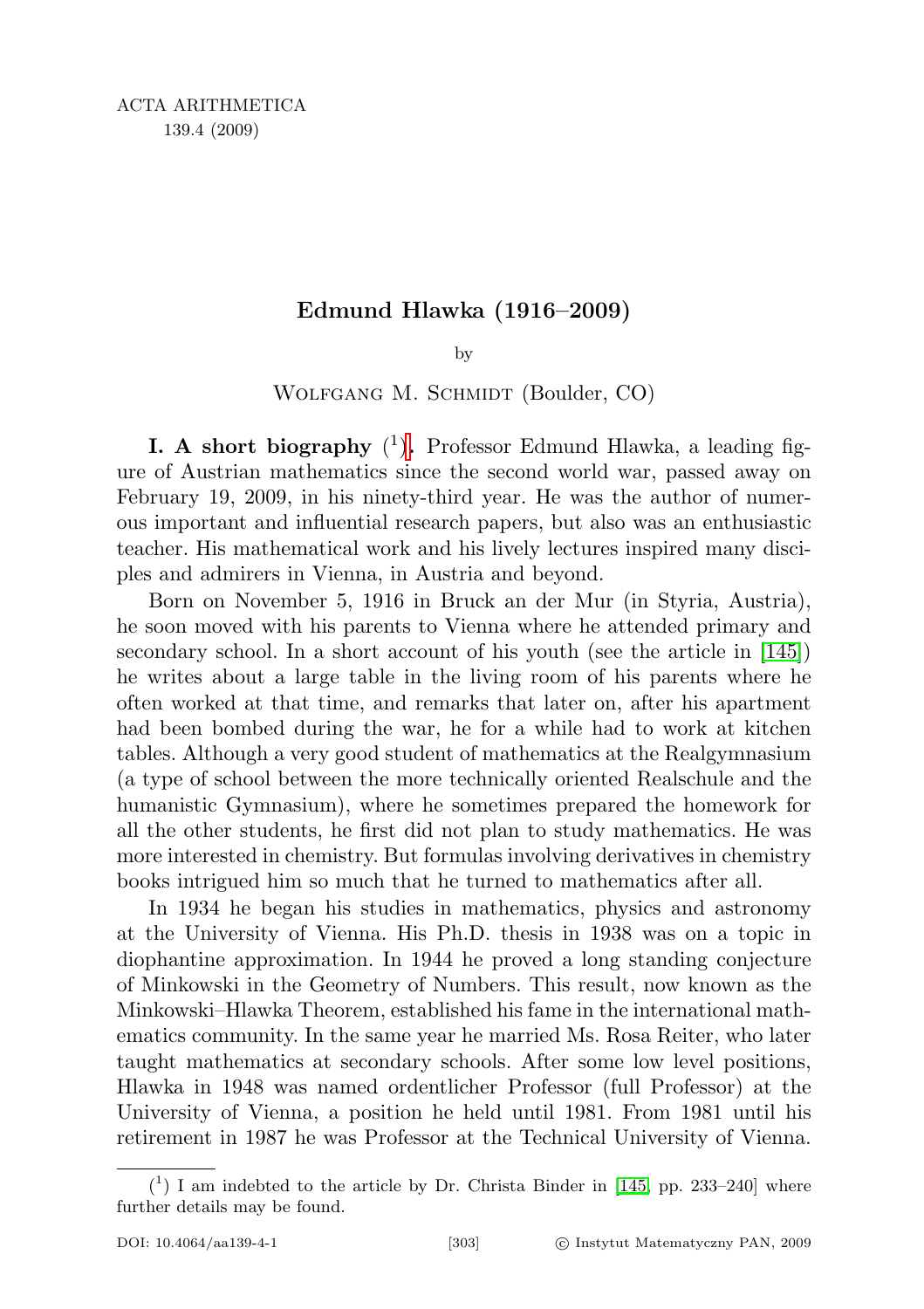# Edmund Hlawka (1916–2009)

by

Wolfgang M. Schmidt (Boulder, CO)

**I. A short biography** [1]**.** Professor Edmund Hlawka, a leading figure of Austrian mathematics since the second world war, passed away on February 19, 2009, in his ninety-third year. He was the author of numerous important and influential research papers, but also was an enthusiastic teacher. His mathematical work and his lively lectures inspired many disciples and admirers in Vienna, in Austria and beyond.

Born on November 5, 1916 in Bruck an der Mur (in Styria, Austria), he soon moved with his parents to Vienna where he attended primary and secondary school. In a short account of his youth (see the article in [145]) he writes about a large table in the living room of his parents where he often worked at that time, and remarks that later on, after his apartment had been bombed during the war, he for a while had to work at kitchen tables. Although a very good student of mathematics at the Realgymnasium (a type of school between the more technically oriented Realschule and the humanistic Gymnasium), where he sometimes prepared the homework for all the other students, he first did not plan to study mathematics. He was more interested in chemistry. But formulas involving derivatives in chemistry books intrigued him so much that he turned to mathematics after all.

In 1934 he began his studies in mathematics, physics and astronomy at the University of Vienna. His Ph.D. thesis in 1938 was on a topic in diophantine approximation. In 1944 he proved a long standing conjecture of Minkowski in the Geometry of Numbers. This result, now known as the Minkowski–Hlawka Theorem, established his fame in the international mathematics community. In the same year he married Ms. Rosa Reiter, who later taught mathematics at secondary schools. After some low level positions, Hlawka in 1948 was named ordentlicher Professor (full Professor) at the University of Vienna, a position he held until 1981. From 1981 until his retirement in 1987 he was Professor at the Technical University of Vienna.

---

[1] I am indebted to the article by Dr. Christa Binder in [145, pp. 233–240] where further details may be found.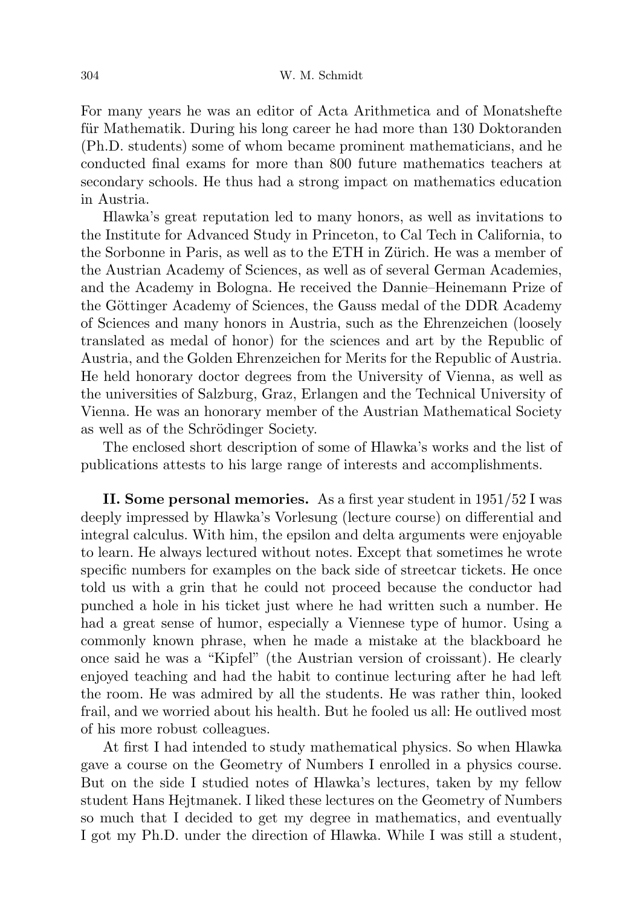For many years he was an editor of Acta Arithmetica and of Monatshefte für Mathematik. During his long career he had more than 130 Doktoranden (Ph.D. students) some of whom became prominent mathematicians, and he conducted final exams for more than 800 future mathematics teachers at secondary schools. He thus had a strong impact on mathematics education in Austria.

Hlawka's great reputation led to many honors, as well as invitations to the Institute for Advanced Study in Princeton, to Cal Tech in California, to the Sorbonne in Paris, as well as to the ETH in Zürich. He was a member of the Austrian Academy of Sciences, as well as of several German Academies, and the Academy in Bologna. He received the Dannie–Heinemann Prize of the Göttinger Academy of Sciences, the Gauss medal of the DDR Academy of Sciences and many honors in Austria, such as the Ehrenzeichen (loosely translated as medal of honor) for the sciences and art by the Republic of Austria, and the Golden Ehrenzeichen for Merits for the Republic of Austria. He held honorary doctor degrees from the University of Vienna, as well as the universities of Salzburg, Graz, Erlangen and the Technical University of Vienna. He was an honorary member of the Austrian Mathematical Society as well as of the Schrödinger Society.

The enclosed short description of some of Hlawka's works and the list of publications attests to his large range of interests and accomplishments.

**II. Some personal memories.** As a first year student in 1951/52 I was deeply impressed by Hlawka's Vorlesung (lecture course) on differential and integral calculus. With him, the epsilon and delta arguments were enjoyable to learn. He always lectured without notes. Except that sometimes he wrote specific numbers for examples on the back side of streetcar tickets. He once told us with a grin that he could not proceed because the conductor had punched a hole in his ticket just where he had written such a number. He had a great sense of humor, especially a Viennese type of humor. Using a commonly known phrase, when he made a mistake at the blackboard he once said he was a "Kipfel" (the Austrian version of croissant). He clearly enjoyed teaching and had the habit to continue lecturing after he had left the room. He was admired by all the students. He was rather thin, looked frail, and we worried about his health. But he fooled us all: He outlived most of his more robust colleagues.

At first I had intended to study mathematical physics. So when Hlawka gave a course on the Geometry of Numbers I enrolled in a physics course. But on the side I studied notes of Hlawka's lectures, taken by my fellow student Hans Hejtmanek. I liked these lectures on the Geometry of Numbers so much that I decided to get my degree in mathematics, and eventually I got my Ph.D. under the direction of Hlawka. While I was still a student,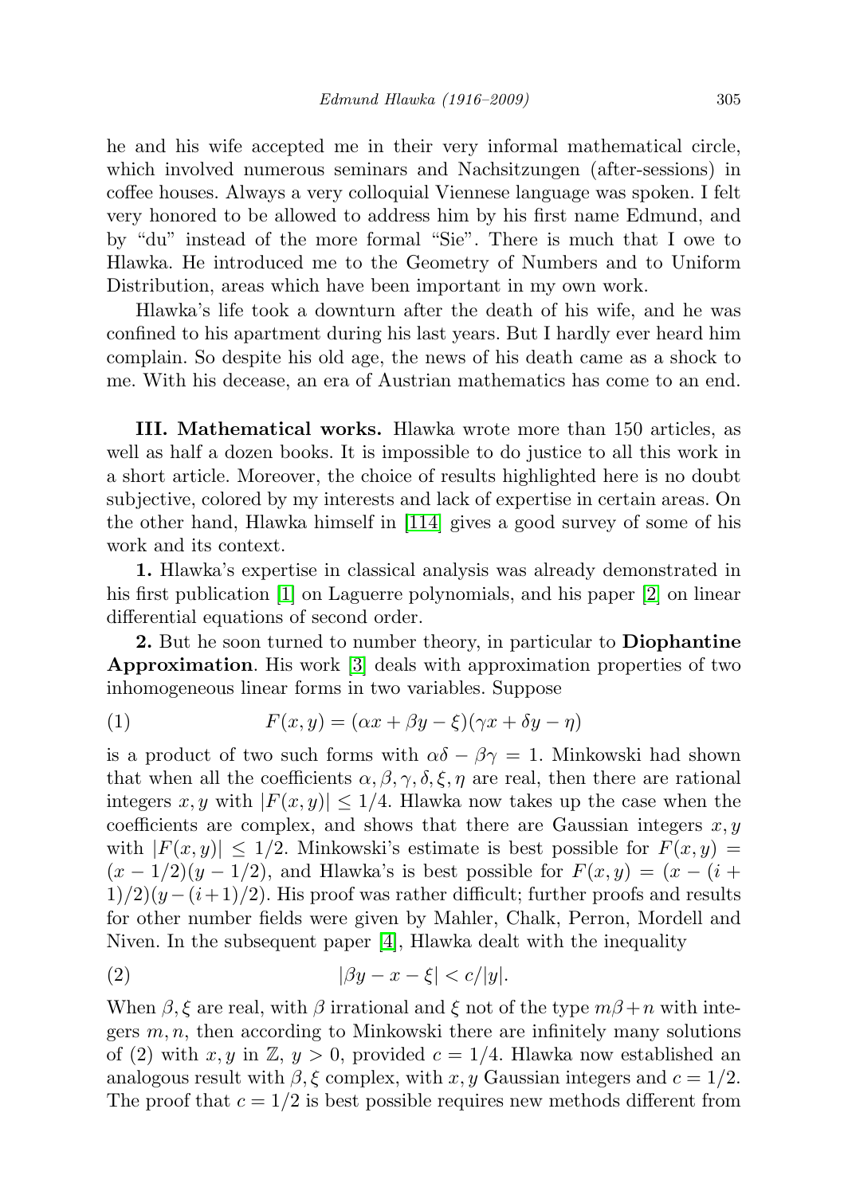he and his wife accepted me in their very informal mathematical circle, which involved numerous seminars and Nachsitzungen (after-sessions) in coffee houses. Always a very colloquial Viennese language was spoken. I felt very honored to be allowed to address him by his first name Edmund, and by "du" instead of the more formal "Sie". There is much that I owe to Hlawka. He introduced me to the Geometry of Numbers and to Uniform Distribution, areas which have been important in my own work.

Hlawka's life took a downturn after the death of his wife, and he was confined to his apartment during his last years. But I hardly ever heard him complain. So despite his old age, the news of his death came as a shock to me. With his decease, an era of Austrian mathematics has come to an end.

**III. Mathematical works.** Hlawka wrote more than 150 articles, as well as half a dozen books. It is impossible to do justice to all this work in a short article. Moreover, the choice of results highlighted here is no doubt subjective, colored by my interests and lack of expertise in certain areas. On the other hand, Hlawka himself in [114] gives a good survey of some of his work and its context.

**1.** Hlawka's expertise in classical analysis was already demonstrated in his first publication [1] on Laguerre polynomials, and his paper [2] on linear differential equations of second order.

**2.** But he soon turned to number theory, in particular to **Diophantine Approximation**. His work [3] deals with approximation properties of two inhomogeneous linear forms in two variables. Suppose

$$F(x,y) = (\alpha x + \beta y - \xi)(\gamma x + \delta y - \eta) \tag{1}$$

is a product of two such forms with $\alpha\delta - \beta\gamma = 1$. Minkowski had shown that when all the coefficients $\alpha, \beta, \gamma, \delta, \xi, \eta$ are real, then there are rational integers $x, y$ with $|F(x,y)| \le 1/4$. Hlawka now takes up the case when the coefficients are complex, and shows that there are Gaussian integers $x, y$ with $|F(x,y)| \le 1/2$. Minkowski's estimate is best possible for $F(x,y) = (x - 1/2)(y - 1/2)$, and Hlawka's is best possible for $F(x,y) = (x - (i+1)/2)(y - (i+1)/2)$. His proof was rather difficult; further proofs and results for other number fields were given by Mahler, Chalk, Perron, Mordell and Niven. In the subsequent paper [4], Hlawka dealt with the inequality

$$|\beta y - x - \xi| < c/|y|. \tag{2}$$

When $\beta, \xi$ are real, with $\beta$ irrational and $\xi$ not of the type $m\beta + n$ with integers $m, n$, then according to Minkowski there are infinitely many solutions of (2) with $x, y$ in $\mathbb{Z}$, $y > 0$, provided $c = 1/4$. Hlawka now established an analogous result with $\beta, \xi$ complex, with $x, y$ Gaussian integers and $c = 1/2$. The proof that $c = 1/2$ is best possible requires new methods different from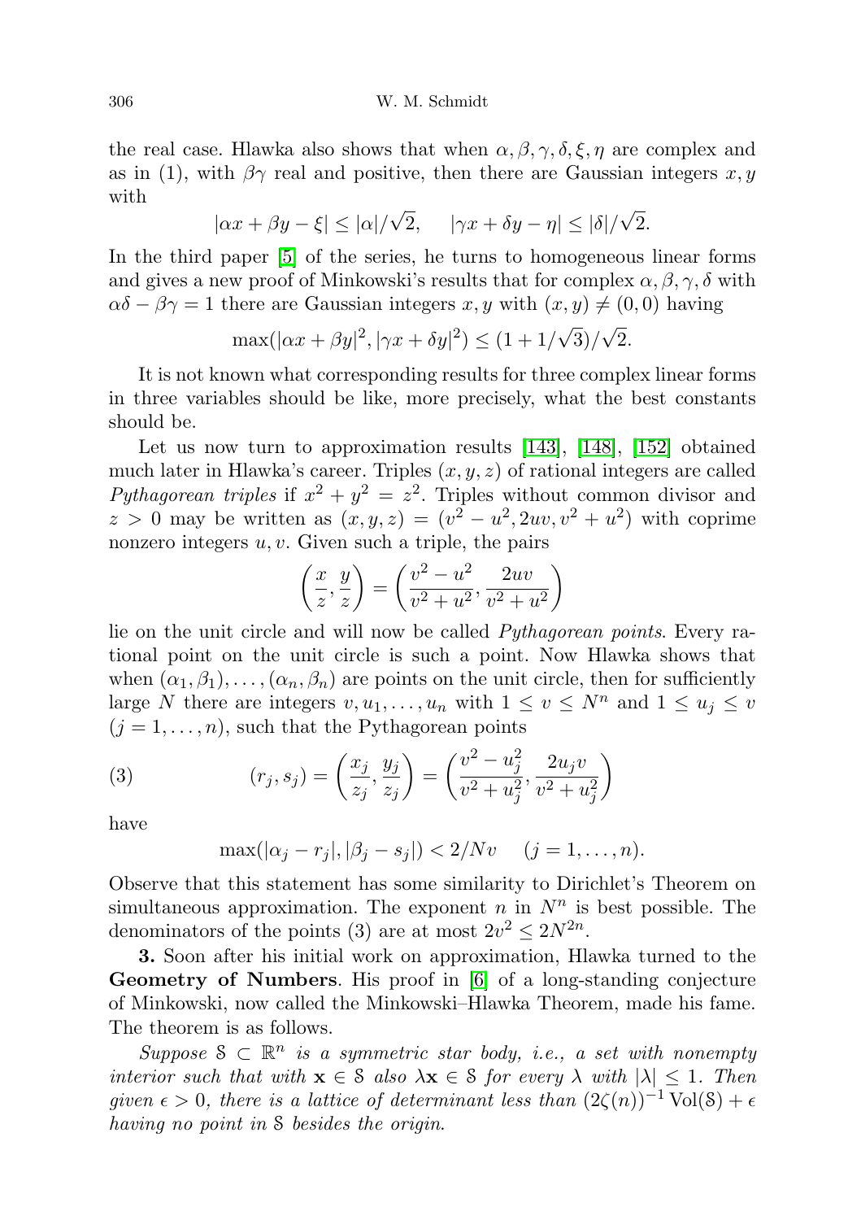the real case. Hlawka also shows that when $\alpha, \beta, \gamma, \delta, \xi, \eta$ are complex and as in (1), with $\beta\gamma$ real and positive, then there are Gaussian integers $x, y$ with

$$|\alpha x + \beta y - \xi| \le |\alpha|/\sqrt{2}, \qquad |\gamma x + \delta y - \eta| \le |\delta|/\sqrt{2}.$$

In the third paper [5] of the series, he turns to homogeneous linear forms and gives a new proof of Minkowski's results that for complex $\alpha, \beta, \gamma, \delta$ with $\alpha\delta - \beta\gamma = 1$ there are Gaussian integers $x, y$ with $(x, y) \neq (0, 0)$ having

$$\max(|\alpha x + \beta y|^2, |\gamma x + \delta y|^2) \le (1 + 1/\sqrt{3})/\sqrt{2}.$$

It is not known what corresponding results for three complex linear forms in three variables should be like, more precisely, what the best constants should be.

Let us now turn to approximation results [143], [148], [152] obtained much later in Hlawka's career. Triples $(x, y, z)$ of rational integers are called *Pythagorean triples* if $x^2 + y^2 = z^2$. Triples without common divisor and $z > 0$ may be written as $(x, y, z) = (v^2 - u^2, 2uv, v^2 + u^2)$ with coprime nonzero integers $u, v$. Given such a triple, the pairs

$$\left(\frac{x}{z}, \frac{y}{z}\right) = \left(\frac{v^2 - u^2}{v^2 + u^2}, \frac{2uv}{v^2 + u^2}\right)$$

lie on the unit circle and will now be called *Pythagorean points*. Every rational point on the unit circle is such a point. Now Hlawka shows that when $(\alpha_1, \beta_1), \ldots, (\alpha_n, \beta_n)$ are points on the unit circle, then for sufficiently large $N$ there are integers $v, u_1, \ldots, u_n$ with $1 \le v \le N^n$ and $1 \le u_j \le v$ $(j = 1, \ldots, n)$, such that the Pythagorean points

$$(r_j, s_j) = \left(\frac{x_j}{z_j}, \frac{y_j}{z_j}\right) = \left(\frac{v^2 - u_j^2}{v^2 + u_j^2}, \frac{2u_j v}{v^2 + u_j^2}\right) \tag{3}$$

have

$$\max(|\alpha_j - r_j|, |\beta_j - s_j|) < 2/Nv \qquad (j = 1, \ldots, n).$$

Observe that this statement has some similarity to Dirichlet's Theorem on simultaneous approximation. The exponent $n$ in $N^n$ is best possible. The denominators of the points (3) are at most $2v^2 \le 2N^{2n}$.

**3.** Soon after his initial work on approximation, Hlawka turned to the **Geometry of Numbers**. His proof in [6] of a long-standing conjecture of Minkowski, now called the Minkowski–Hlawka Theorem, made his fame. The theorem is as follows.

*Suppose $\mathcal{S} \subset \mathbb{R}^n$ is a symmetric star body, i.e., a set with nonempty interior such that with $\mathbf{x} \in \mathcal{S}$ also $\lambda\mathbf{x} \in \mathcal{S}$ for every $\lambda$ with $|\lambda| \le 1$. Then given $\epsilon > 0$, there is a lattice of determinant less than $(2\zeta(n))^{-1}\operatorname{Vol}(\mathcal{S}) + \epsilon$ having no point in $\mathcal{S}$ besides the origin.*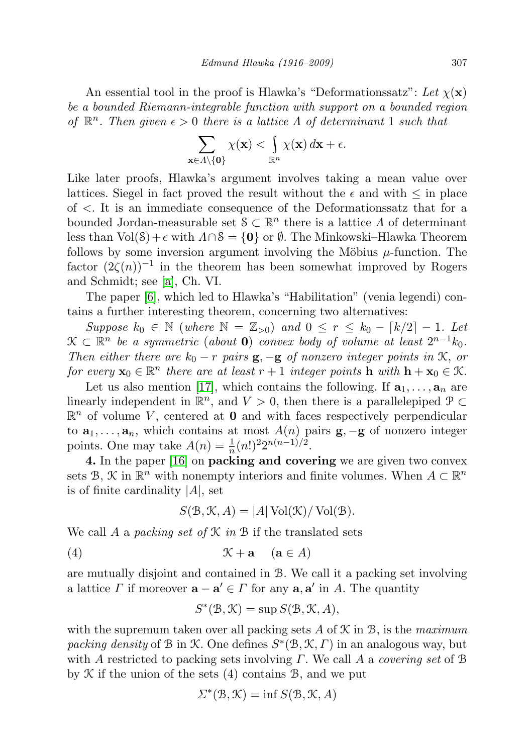An essential tool in the proof is Hlawka's "Deformationssatz": *Let $\chi(\mathbf{x})$ be a bounded Riemann-integrable function with support on a bounded region of $\mathbb{R}^n$. Then given $\epsilon > 0$ there is a lattice $\Lambda$ of determinant 1 such that*

$$\sum_{\mathbf{x}\in\Lambda\setminus\{\mathbf{0}\}} \chi(\mathbf{x}) < \int_{\mathbb{R}^n} \chi(\mathbf{x})\,d\mathbf{x} + \epsilon.$$

Like later proofs, Hlawka's argument involves taking a mean value over lattices. Siegel in fact proved the result without the $\epsilon$ and with $\leq$ in place of $<$. It is an immediate consequence of the Deformationssatz that for a bounded Jordan-measurable set $\mathcal{S} \subset \mathbb{R}^n$ there is a lattice $\Lambda$ of determinant less than $\mathrm{Vol}(\mathcal{S}) + \epsilon$ with $\Lambda \cap \mathcal{S} = \{\mathbf{0}\}$ or $\emptyset$. The Minkowski–Hlawka Theorem follows by some inversion argument involving the Möbius $\mu$-function. The factor $(2\zeta(n))^{-1}$ in the theorem has been somewhat improved by Rogers and Schmidt; see [a], Ch. VI.

The paper [6], which led to Hlawka's "Habilitation" (venia legendi) contains a further interesting theorem, concerning two alternatives:

*Suppose $k_0 \in \mathbb{N}$ (where $\mathbb{N} = \mathbb{Z}_{>0}$) and $0 \leq r \leq k_0 - \lceil k/2 \rceil - 1$. Let $\mathcal{K} \subset \mathbb{R}^n$ be a symmetric (about $\mathbf{0}$) convex body of volume at least $2^{n-1}k_0$. Then either there are $k_0 - r$ pairs $\mathbf{g}, -\mathbf{g}$ of nonzero integer points in $\mathcal{K}$, or for every $\mathbf{x}_0 \in \mathbb{R}^n$ there are at least $r+1$ integer points $\mathbf{h}$ with $\mathbf{h} + \mathbf{x}_0 \in \mathcal{K}$.*

Let us also mention [17], which contains the following. If $\mathbf{a}_1, \ldots, \mathbf{a}_n$ are linearly independent in $\mathbb{R}^n$, and $V > 0$, then there is a parallelepiped $\mathcal{P} \subset \mathbb{R}^n$ of volume $V$, centered at $\mathbf{0}$ and with faces respectively perpendicular to $\mathbf{a}_1, \ldots, \mathbf{a}_n$, which contains at most $A(n)$ pairs $\mathbf{g}, -\mathbf{g}$ of nonzero integer points. One may take $A(n) = \frac{1}{n}(n!)^2 2^{n(n-1)/2}$.

**4.** In the paper [16] on **packing and covering** we are given two convex sets $\mathcal{B}$, $\mathcal{K}$ in $\mathbb{R}^n$ with nonempty interiors and finite volumes. When $A \subset \mathbb{R}^n$ is of finite cardinality $|A|$, set

$$S(\mathcal{B}, \mathcal{K}, A) = |A| \,\mathrm{Vol}(\mathcal{K}) / \mathrm{Vol}(\mathcal{B}).$$

We call $A$ a *packing set of $\mathcal{K}$ in $\mathcal{B}$* if the translated sets

$$\mathcal{K} + \mathbf{a} \quad (\mathbf{a} \in A) \tag{4}$$

are mutually disjoint and contained in $\mathcal{B}$. We call it a packing set involving a lattice $\Gamma$ if moreover $\mathbf{a} - \mathbf{a}' \in \Gamma$ for any $\mathbf{a}, \mathbf{a}'$ in $A$. The quantity

$$S^*(\mathcal{B}, \mathcal{K}) = \sup S(\mathcal{B}, \mathcal{K}, A),$$

with the supremum taken over all packing sets $A$ of $\mathcal{K}$ in $\mathcal{B}$, is the *maximum packing density* of $\mathcal{B}$ in $\mathcal{K}$. One defines $S^*(\mathcal{B}, \mathcal{K}, \Gamma)$ in an analogous way, but with $A$ restricted to packing sets involving $\Gamma$. We call $A$ a *covering set* of $\mathcal{B}$ by $\mathcal{K}$ if the union of the sets (4) contains $\mathcal{B}$, and we put

$$\Sigma^*(\mathcal{B}, \mathcal{K}) = \inf S(\mathcal{B}, \mathcal{K}, A)$$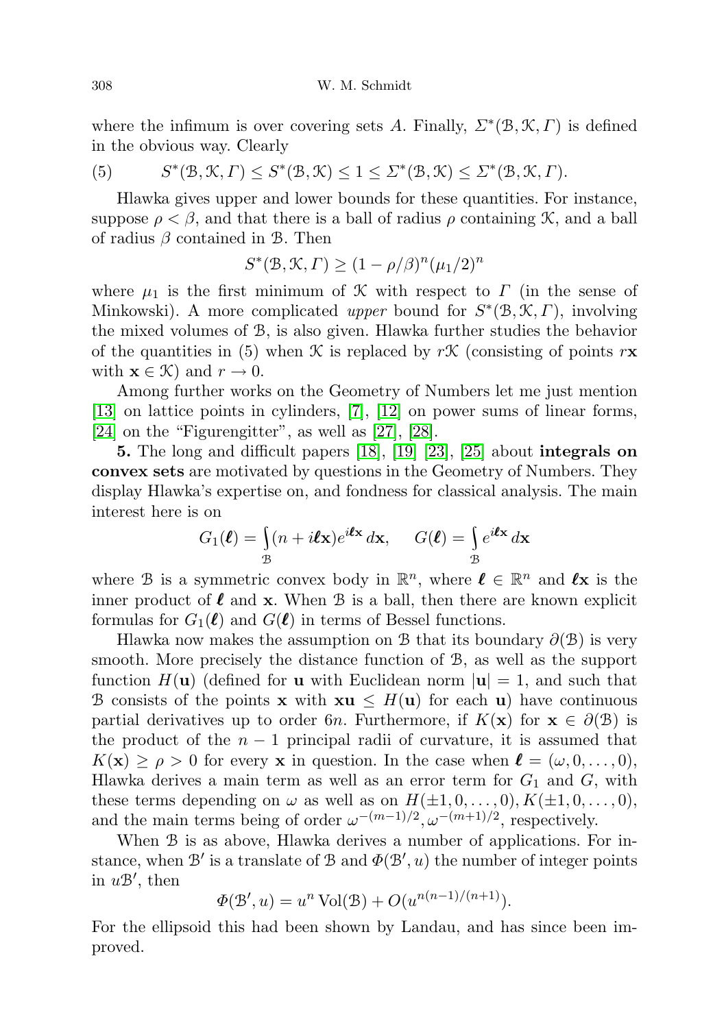where the infimum is over covering sets $A$. Finally, $\Sigma^*(\mathcal{B}, \mathcal{K}, \Gamma)$ is defined in the obvious way. Clearly

$$S^*(\mathcal{B}, \mathcal{K}, \Gamma) \leq S^*(\mathcal{B}, \mathcal{K}) \leq 1 \leq \Sigma^*(\mathcal{B}, \mathcal{K}) \leq \Sigma^*(\mathcal{B}, \mathcal{K}, \Gamma). \tag{5}$$

Hlawka gives upper and lower bounds for these quantities. For instance, suppose $\rho < \beta$, and that there is a ball of radius $\rho$ containing $\mathcal{K}$, and a ball of radius $\beta$ contained in $\mathcal{B}$. Then

$$S^*(\mathcal{B}, \mathcal{K}, \Gamma) \geq (1 - \rho/\beta)^n (\mu_1/2)^n$$

where $\mu_1$ is the first minimum of $\mathcal{K}$ with respect to $\Gamma$ (in the sense of Minkowski). A more complicated *upper* bound for $S^*(\mathcal{B}, \mathcal{K}, \Gamma)$, involving the mixed volumes of $\mathcal{B}$, is also given. Hlawka further studies the behavior of the quantities in (5) when $\mathcal{K}$ is replaced by $r\mathcal{K}$ (consisting of points $r\mathbf{x}$ with $\mathbf{x} \in \mathcal{K}$) and $r \to 0$.

Among further works on the Geometry of Numbers let me just mention [13] on lattice points in cylinders, [7], [12] on power sums of linear forms, [24] on the "Figurengitter", as well as [27], [28].

**5.** The long and difficult papers [18], [19] [23], [25] about **integrals on convex sets** are motivated by questions in the Geometry of Numbers. They display Hlawka's expertise on, and fondness for classical analysis. The main interest here is on

$$G_1(\boldsymbol{\ell}) = \int_{\mathcal{B}} (n + i\boldsymbol{\ell}\mathbf{x}) e^{i\boldsymbol{\ell}\mathbf{x}}\, d\mathbf{x}, \qquad G(\boldsymbol{\ell}) = \int_{\mathcal{B}} e^{i\boldsymbol{\ell}\mathbf{x}}\, d\mathbf{x}$$

where $\mathcal{B}$ is a symmetric convex body in $\mathbb{R}^n$, where $\boldsymbol{\ell} \in \mathbb{R}^n$ and $\boldsymbol{\ell}\mathbf{x}$ is the inner product of $\boldsymbol{\ell}$ and $\mathbf{x}$. When $\mathcal{B}$ is a ball, then there are known explicit formulas for $G_1(\boldsymbol{\ell})$ and $G(\boldsymbol{\ell})$ in terms of Bessel functions.

Hlawka now makes the assumption on $\mathcal{B}$ that its boundary $\partial(\mathcal{B})$ is very smooth. More precisely the distance function of $\mathcal{B}$, as well as the support function $H(\mathbf{u})$ (defined for $\mathbf{u}$ with Euclidean norm $|\mathbf{u}| = 1$, and such that $\mathcal{B}$ consists of the points $\mathbf{x}$ with $\mathbf{x}\mathbf{u} \leq H(\mathbf{u})$ for each $\mathbf{u}$) have continuous partial derivatives up to order $6n$. Furthermore, if $K(\mathbf{x})$ for $\mathbf{x} \in \partial(\mathcal{B})$ is the product of the $n-1$ principal radii of curvature, it is assumed that $K(\mathbf{x}) \geq \rho > 0$ for every $\mathbf{x}$ in question. In the case when $\boldsymbol{\ell} = (\omega, 0, \ldots, 0)$, Hlawka derives a main term as well as an error term for $G_1$ and $G$, with these terms depending on $\omega$ as well as on $H(\pm 1, 0, \ldots, 0), K(\pm 1, 0, \ldots, 0)$, and the main terms being of order $\omega^{-(m-1)/2}, \omega^{-(m+1)/2}$, respectively.

When $\mathcal{B}$ is as above, Hlawka derives a number of applications. For instance, when $\mathcal{B}'$ is a translate of $\mathcal{B}$ and $\Phi(\mathcal{B}', u)$ the number of integer points in $u\mathcal{B}'$, then

$$\Phi(\mathcal{B}', u) = u^n \operatorname{Vol}(\mathcal{B}) + O(u^{n(n-1)/(n+1)}).$$

For the ellipsoid this had been shown by Landau, and has since been improved.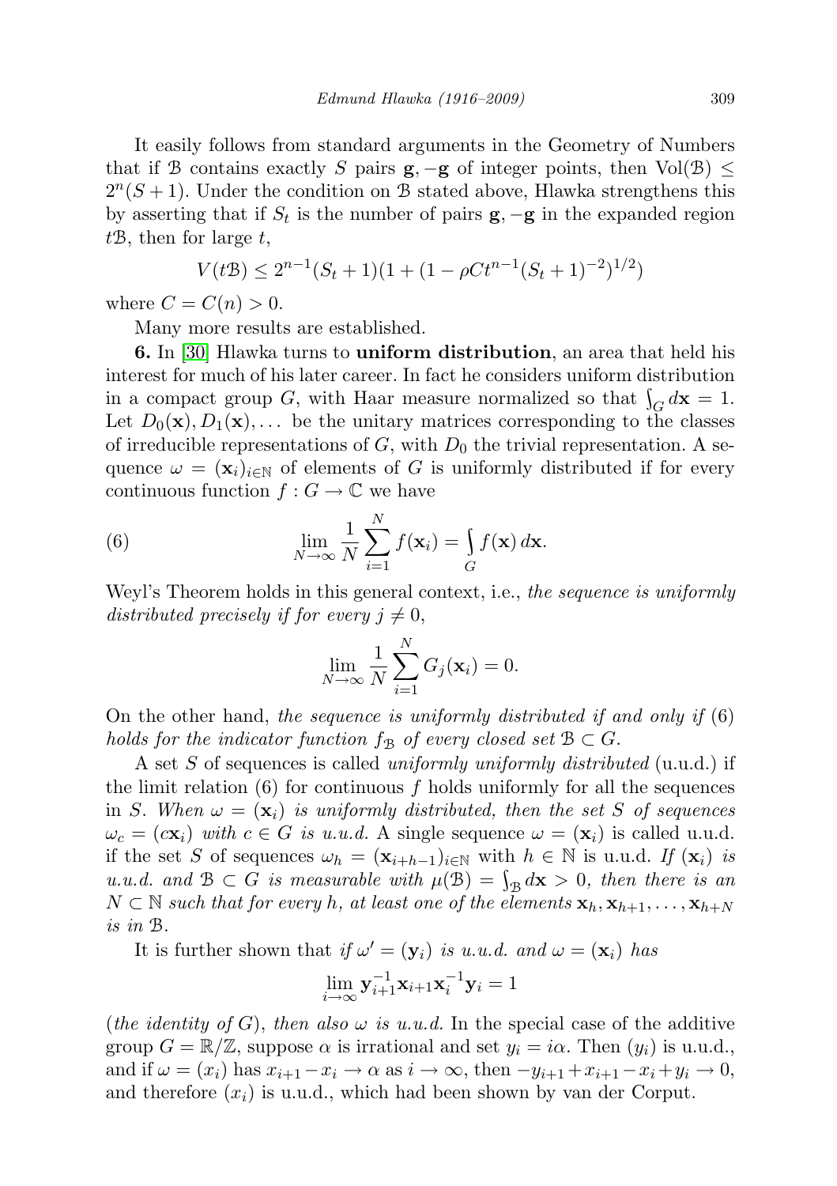It easily follows from standard arguments in the Geometry of Numbers that if $\mathcal{B}$ contains exactly $S$ pairs $\mathbf{g}, -\mathbf{g}$ of integer points, then $\mathrm{Vol}(\mathcal{B}) \le 2^n(S+1)$. Under the condition on $\mathcal{B}$ stated above, Hlawka strengthens this by asserting that if $S_t$ is the number of pairs $\mathbf{g}, -\mathbf{g}$ in the expanded region $t\mathcal{B}$, then for large $t$,

$$V(t\mathcal{B}) \le 2^{n-1}(S_t+1)(1+(1-\rho C t^{n-1}(S_t+1)^{-2})^{1/2})$$

where $C = C(n) > 0$.

Many more results are established.

**6.** In [30] Hlawka turns to **uniform distribution**, an area that held his interest for much of his later career. In fact he considers uniform distribution in a compact group $G$, with Haar measure normalized so that $\int_G d\mathbf{x} = 1$. Let $D_0(\mathbf{x}), D_1(\mathbf{x}), \ldots$ be the unitary matrices corresponding to the classes of irreducible representations of $G$, with $D_0$ the trivial representation. A sequence $\omega = (\mathbf{x}_i)_{i\in\mathbb{N}}$ of elements of $G$ is uniformly distributed if for every continuous function $f : G \to \mathbb{C}$ we have

$$\lim_{N\to\infty} \frac{1}{N}\sum_{i=1}^{N} f(\mathbf{x}_i) = \int_G f(\mathbf{x})\, d\mathbf{x}. \tag{6}$$

Weyl's Theorem holds in this general context, i.e., *the sequence is uniformly distributed precisely if for every* $j \ne 0$,

$$\lim_{N\to\infty} \frac{1}{N}\sum_{i=1}^{N} G_j(\mathbf{x}_i) = 0.$$

On the other hand, *the sequence is uniformly distributed if and only if* (6) *holds for the indicator function* $f_{\mathcal{B}}$ *of every closed set* $\mathcal{B} \subset G$.

A set $S$ of sequences is called *uniformly uniformly distributed* (u.u.d.) if the limit relation (6) for continuous $f$ holds uniformly for all the sequences in $S$. *When* $\omega = (\mathbf{x}_i)$ *is uniformly distributed, then the set* $S$ *of sequences* $\omega_c = (c\mathbf{x}_i)$ *with* $c \in G$ *is u.u.d.* A single sequence $\omega = (\mathbf{x}_i)$ is called u.u.d. if the set $S$ of sequences $\omega_h = (\mathbf{x}_{i+h-1})_{i\in\mathbb{N}}$ with $h \in \mathbb{N}$ is u.u.d. *If* $(\mathbf{x}_i)$ *is u.u.d. and* $\mathcal{B} \subset G$ *is measurable with* $\mu(\mathcal{B}) = \int_{\mathcal{B}} d\mathbf{x} > 0$, *then there is an* $N \subset \mathbb{N}$ *such that for every* $h$, *at least one of the elements* $\mathbf{x}_h, \mathbf{x}_{h+1}, \ldots, \mathbf{x}_{h+N}$ *is in* $\mathcal{B}$.

It is further shown that *if* $\omega' = (\mathbf{y}_i)$ *is u.u.d. and* $\omega = (\mathbf{x}_i)$ *has*

$$\lim_{i\to\infty} \mathbf{y}_{i+1}^{-1}\mathbf{x}_{i+1}\mathbf{x}_i^{-1}\mathbf{y}_i = 1$$

(*the identity of* $G$), *then also* $\omega$ *is u.u.d.* In the special case of the additive group $G = \mathbb{R}/\mathbb{Z}$, suppose $\alpha$ is irrational and set $y_i = i\alpha$. Then $(y_i)$ is u.u.d., and if $\omega = (x_i)$ has $x_{i+1} - x_i \to \alpha$ as $i \to \infty$, then $-y_{i+1} + x_{i+1} - x_i + y_i \to 0$, and therefore $(x_i)$ is u.u.d., which had been shown by van der Corput.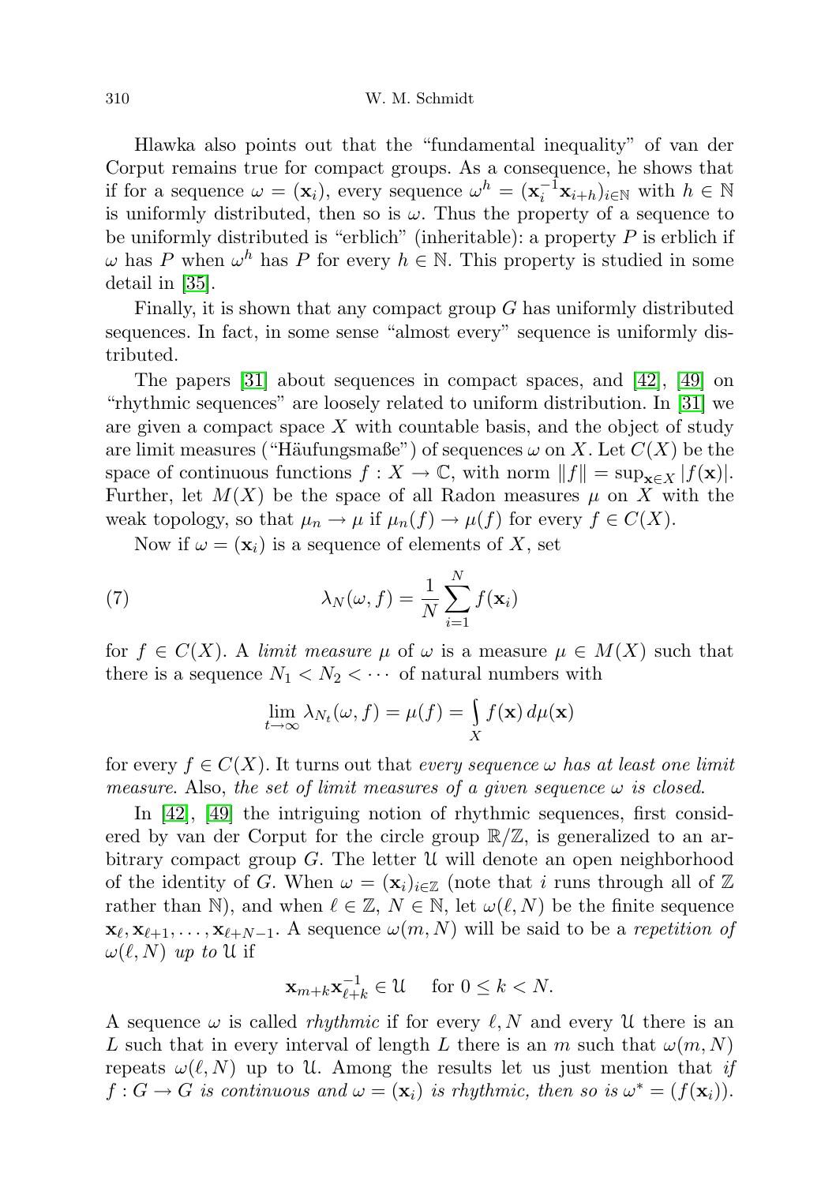Hlawka also points out that the "fundamental inequality" of van der Corput remains true for compact groups. As a consequence, he shows that if for a sequence $\omega = (\mathbf{x}_i)$, every sequence $\omega^h = (\mathbf{x}_i^{-1}\mathbf{x}_{i+h})_{i\in\mathbb{N}}$ with $h \in \mathbb{N}$ is uniformly distributed, then so is $\omega$. Thus the property of a sequence to be uniformly distributed is "erblich" (inheritable): a property $P$ is erblich if $\omega$ has $P$ when $\omega^h$ has $P$ for every $h \in \mathbb{N}$. This property is studied in some detail in [35].

Finally, it is shown that any compact group $G$ has uniformly distributed sequences. In fact, in some sense "almost every" sequence is uniformly distributed.

The papers [31] about sequences in compact spaces, and [42], [49] on "rhythmic sequences" are loosely related to uniform distribution. In [31] we are given a compact space $X$ with countable basis, and the object of study are limit measures ("Häufungsmaße") of sequences $\omega$ on $X$. Let $C(X)$ be the space of continuous functions $f : X \to \mathbb{C}$, with norm $\|f\| = \sup_{\mathbf{x}\in X} |f(\mathbf{x})|$. Further, let $M(X)$ be the space of all Radon measures $\mu$ on $X$ with the weak topology, so that $\mu_n \to \mu$ if $\mu_n(f) \to \mu(f)$ for every $f \in C(X)$.

Now if $\omega = (\mathbf{x}_i)$ is a sequence of elements of $X$, set

$$\lambda_N(\omega, f) = \frac{1}{N}\sum_{i=1}^{N} f(\mathbf{x}_i) \tag{7}$$

for $f \in C(X)$. A *limit measure* $\mu$ of $\omega$ is a measure $\mu \in M(X)$ such that there is a sequence $N_1 < N_2 < \cdots$ of natural numbers with

$$\lim_{t\to\infty} \lambda_{N_t}(\omega, f) = \mu(f) = \int_X f(\mathbf{x})\,d\mu(\mathbf{x})$$

for every $f \in C(X)$. It turns out that *every sequence $\omega$ has at least one limit measure*. Also, *the set of limit measures of a given sequence $\omega$ is closed*.

In [42], [49] the intriguing notion of rhythmic sequences, first considered by van der Corput for the circle group $\mathbb{R}/\mathbb{Z}$, is generalized to an arbitrary compact group $G$. The letter $\mathcal{U}$ will denote an open neighborhood of the identity of $G$. When $\omega = (\mathbf{x}_i)_{i\in\mathbb{Z}}$ (note that $i$ runs through all of $\mathbb{Z}$ rather than $\mathbb{N}$), and when $\ell \in \mathbb{Z}$, $N \in \mathbb{N}$, let $\omega(\ell, N)$ be the finite sequence $\mathbf{x}_\ell, \mathbf{x}_{\ell+1}, \ldots, \mathbf{x}_{\ell+N-1}$. A sequence $\omega(m, N)$ will be said to be a *repetition of* $\omega(\ell, N)$ *up to* $\mathcal{U}$ if

$$\mathbf{x}_{m+k}\mathbf{x}_{\ell+k}^{-1} \in \mathcal{U} \quad \text{for } 0 \le k < N.$$

A sequence $\omega$ is called *rhythmic* if for every $\ell, N$ and every $\mathcal{U}$ there is an $L$ such that in every interval of length $L$ there is an $m$ such that $\omega(m, N)$ repeats $\omega(\ell, N)$ up to $\mathcal{U}$. Among the results let us just mention that *if $f : G \to G$ is continuous and $\omega = (\mathbf{x}_i)$ is rhythmic, then so is $\omega^* = (f(\mathbf{x}_i))$.*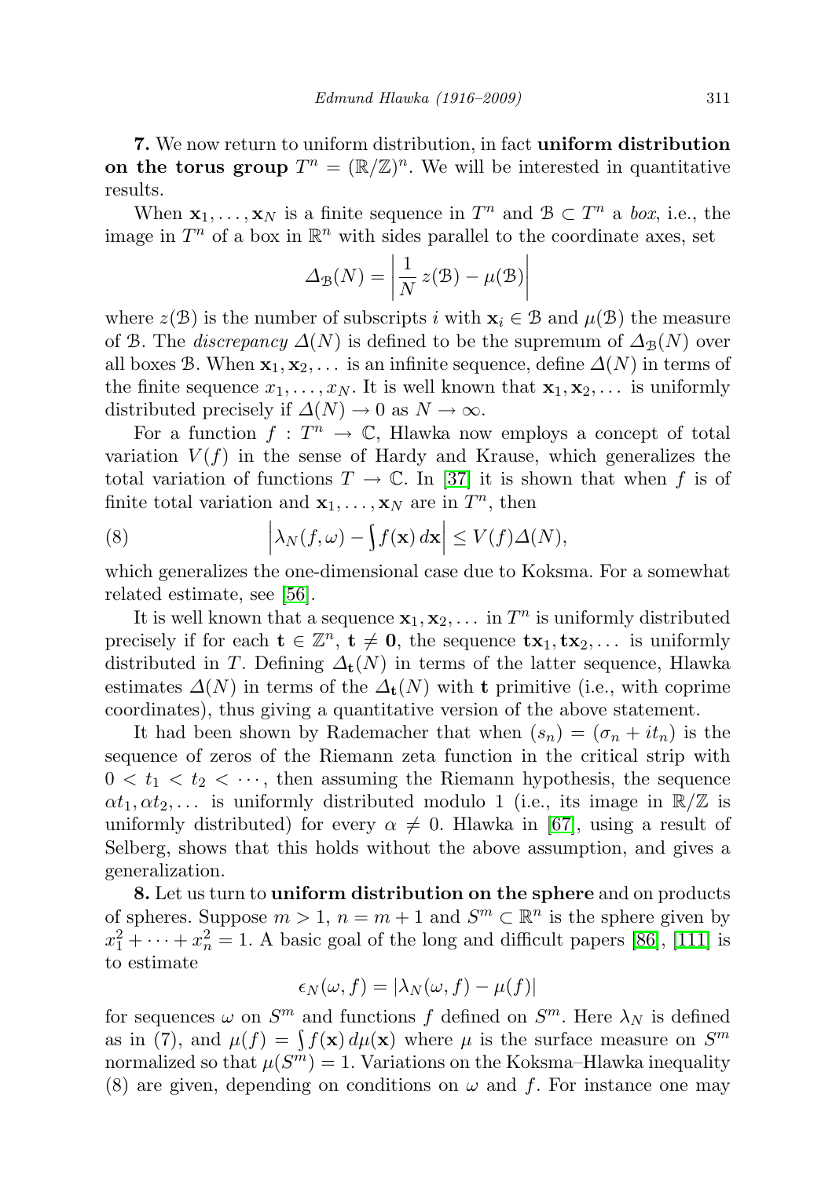**7.** We now return to uniform distribution, in fact **uniform distribution on the torus group** $T^n = (\mathbb{R}/\mathbb{Z})^n$. We will be interested in quantitative results.

When $\mathbf{x}_1, \ldots, \mathbf{x}_N$ is a finite sequence in $T^n$ and $\mathcal{B} \subset T^n$ a *box*, i.e., the image in $T^n$ of a box in $\mathbb{R}^n$ with sides parallel to the coordinate axes, set

$$\Delta_{\mathcal{B}}(N) = \left| \frac{1}{N}\, z(\mathcal{B}) - \mu(\mathcal{B}) \right|$$

where $z(\mathcal{B})$ is the number of subscripts $i$ with $\mathbf{x}_i \in \mathcal{B}$ and $\mu(\mathcal{B})$ the measure of $\mathcal{B}$. The *discrepancy* $\Delta(N)$ is defined to be the supremum of $\Delta_{\mathcal{B}}(N)$ over all boxes $\mathcal{B}$. When $\mathbf{x}_1, \mathbf{x}_2, \ldots$ is an infinite sequence, define $\Delta(N)$ in terms of the finite sequence $x_1, \ldots, x_N$. It is well known that $\mathbf{x}_1, \mathbf{x}_2, \ldots$ is uniformly distributed precisely if $\Delta(N) \to 0$ as $N \to \infty$.

For a function $f : T^n \to \mathbb{C}$, Hlawka now employs a concept of total variation $V(f)$ in the sense of Hardy and Krause, which generalizes the total variation of functions $T \to \mathbb{C}$. In [37] it is shown that when $f$ is of finite total variation and $\mathbf{x}_1, \ldots, \mathbf{x}_N$ are in $T^n$, then

$$\left| \lambda_N(f, \omega) - \int f(\mathbf{x})\, d\mathbf{x} \right| \leq V(f) \Delta(N), \tag{8}$$

which generalizes the one-dimensional case due to Koksma. For a somewhat related estimate, see [56].

It is well known that a sequence $\mathbf{x}_1, \mathbf{x}_2, \ldots$ in $T^n$ is uniformly distributed precisely if for each $\mathbf{t} \in \mathbb{Z}^n$, $\mathbf{t} \neq \mathbf{0}$, the sequence $\mathbf{t}\mathbf{x}_1, \mathbf{t}\mathbf{x}_2, \ldots$ is uniformly distributed in $T$. Defining $\Delta_{\mathbf{t}}(N)$ in terms of the latter sequence, Hlawka estimates $\Delta(N)$ in terms of the $\Delta_{\mathbf{t}}(N)$ with $\mathbf{t}$ primitive (i.e., with coprime coordinates), thus giving a quantitative version of the above statement.

It had been shown by Rademacher that when $(s_n) = (\sigma_n + it_n)$ is the sequence of zeros of the Riemann zeta function in the critical strip with $0 < t_1 < t_2 < \cdots$, then assuming the Riemann hypothesis, the sequence $\alpha t_1, \alpha t_2, \ldots$ is uniformly distributed modulo 1 (i.e., its image in $\mathbb{R}/\mathbb{Z}$ is uniformly distributed) for every $\alpha \neq 0$. Hlawka in [67], using a result of Selberg, shows that this holds without the above assumption, and gives a generalization.

**8.** Let us turn to **uniform distribution on the sphere** and on products of spheres. Suppose $m > 1$, $n = m + 1$ and $S^m \subset \mathbb{R}^n$ is the sphere given by $x_1^2 + \cdots + x_n^2 = 1$. A basic goal of the long and difficult papers [86], [111] is to estimate

$$\epsilon_N(\omega, f) = |\lambda_N(\omega, f) - \mu(f)|$$

for sequences $\omega$ on $S^m$ and functions $f$ defined on $S^m$. Here $\lambda_N$ is defined as in (7), and $\mu(f) = \int f(\mathbf{x})\, d\mu(\mathbf{x})$ where $\mu$ is the surface measure on $S^m$ normalized so that $\mu(S^m) = 1$. Variations on the Koksma–Hlawka inequality (8) are given, depending on conditions on $\omega$ and $f$. For instance one may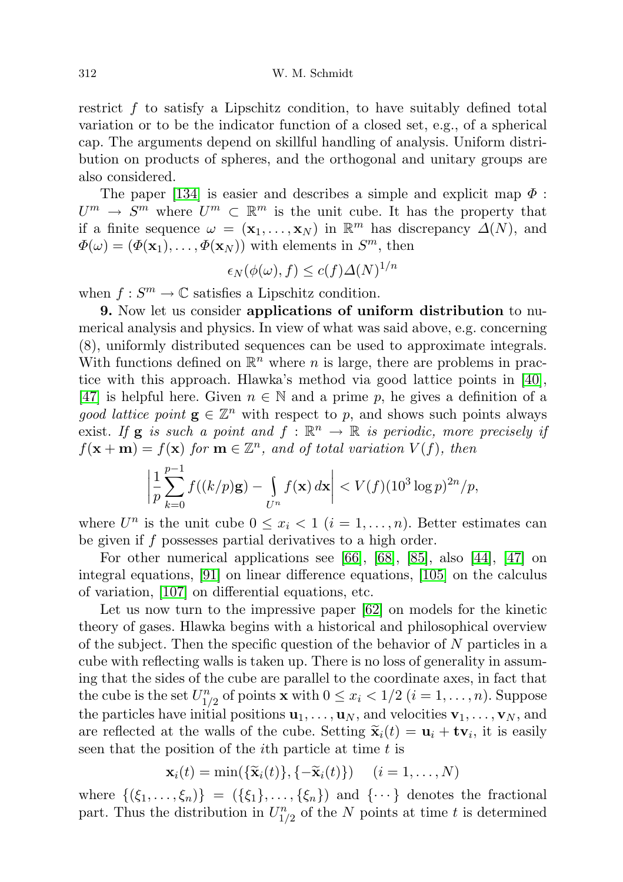restrict $f$ to satisfy a Lipschitz condition, to have suitably defined total variation or to be the indicator function of a closed set, e.g., of a spherical cap. The arguments depend on skillful handling of analysis. Uniform distribution on products of spheres, and the orthogonal and unitary groups are also considered.

The paper [134] is easier and describes a simple and explicit map $\Phi : U^m \to S^m$ where $U^m \subset \mathbb{R}^m$ is the unit cube. It has the property that if a finite sequence $\omega = (\mathbf{x}_1, \ldots, \mathbf{x}_N)$ in $\mathbb{R}^m$ has discrepancy $\Delta(N)$, and $\Phi(\omega) = (\Phi(\mathbf{x}_1), \ldots, \Phi(\mathbf{x}_N))$ with elements in $S^m$, then

$$\epsilon_N(\phi(\omega), f) \le c(f)\Delta(N)^{1/n}$$

when $f : S^m \to \mathbb{C}$ satisfies a Lipschitz condition.

**9.** Now let us consider **applications of uniform distribution** to numerical analysis and physics. In view of what was said above, e.g. concerning (8), uniformly distributed sequences can be used to approximate integrals. With functions defined on $\mathbb{R}^n$ where $n$ is large, there are problems in practice with this approach. Hlawka's method via good lattice points in [40], [47] is helpful here. Given $n \in \mathbb{N}$ and a prime $p$, he gives a definition of a *good lattice point* $\mathbf{g} \in \mathbb{Z}^n$ with respect to $p$, and shows such points always exist. *If* $\mathbf{g}$ *is such a point and* $f : \mathbb{R}^n \to \mathbb{R}$ *is periodic, more precisely if* $f(\mathbf{x} + \mathbf{m}) = f(\mathbf{x})$ *for* $\mathbf{m} \in \mathbb{Z}^n$*, and of total variation* $V(f)$*, then*

$$\left| \frac{1}{p} \sum_{k=0}^{p-1} f((k/p)\mathbf{g}) - \int_{U^n} f(\mathbf{x})\, d\mathbf{x} \right| < V(f)(10^3 \log p)^{2n}/p,$$

where $U^n$ is the unit cube $0 \le x_i < 1$ $(i = 1, \ldots, n)$. Better estimates can be given if $f$ possesses partial derivatives to a high order.

For other numerical applications see [66], [68], [85], also [44], [47] on integral equations, [91] on linear difference equations, [105] on the calculus of variation, [107] on differential equations, etc.

Let us now turn to the impressive paper [62] on models for the kinetic theory of gases. Hlawka begins with a historical and philosophical overview of the subject. Then the specific question of the behavior of $N$ particles in a cube with reflecting walls is taken up. There is no loss of generality in assuming that the sides of the cube are parallel to the coordinate axes, in fact that the cube is the set $U^n_{1/2}$ of points $\mathbf{x}$ with $0 \le x_i < 1/2$ $(i = 1, \ldots, n)$. Suppose the particles have initial positions $\mathbf{u}_1, \ldots, \mathbf{u}_N$, and velocities $\mathbf{v}_1, \ldots, \mathbf{v}_N$, and are reflected at the walls of the cube. Setting $\widetilde{\mathbf{x}}_i(t) = \mathbf{u}_i + \mathbf{t}\mathbf{v}_i$, it is easily seen that the position of the $i$th particle at time $t$ is

$$\mathbf{x}_i(t) = \min(\{\widetilde{\mathbf{x}}_i(t)\}, \{-\widetilde{\mathbf{x}}_i(t)\}) \quad (i = 1, \ldots, N)$$

where $\{(\xi_1, \ldots, \xi_n)\} = (\{\xi_1\}, \ldots, \{\xi_n\})$ and $\{\cdots\}$ denotes the fractional part. Thus the distribution in $U^n_{1/2}$ of the $N$ points at time $t$ is determined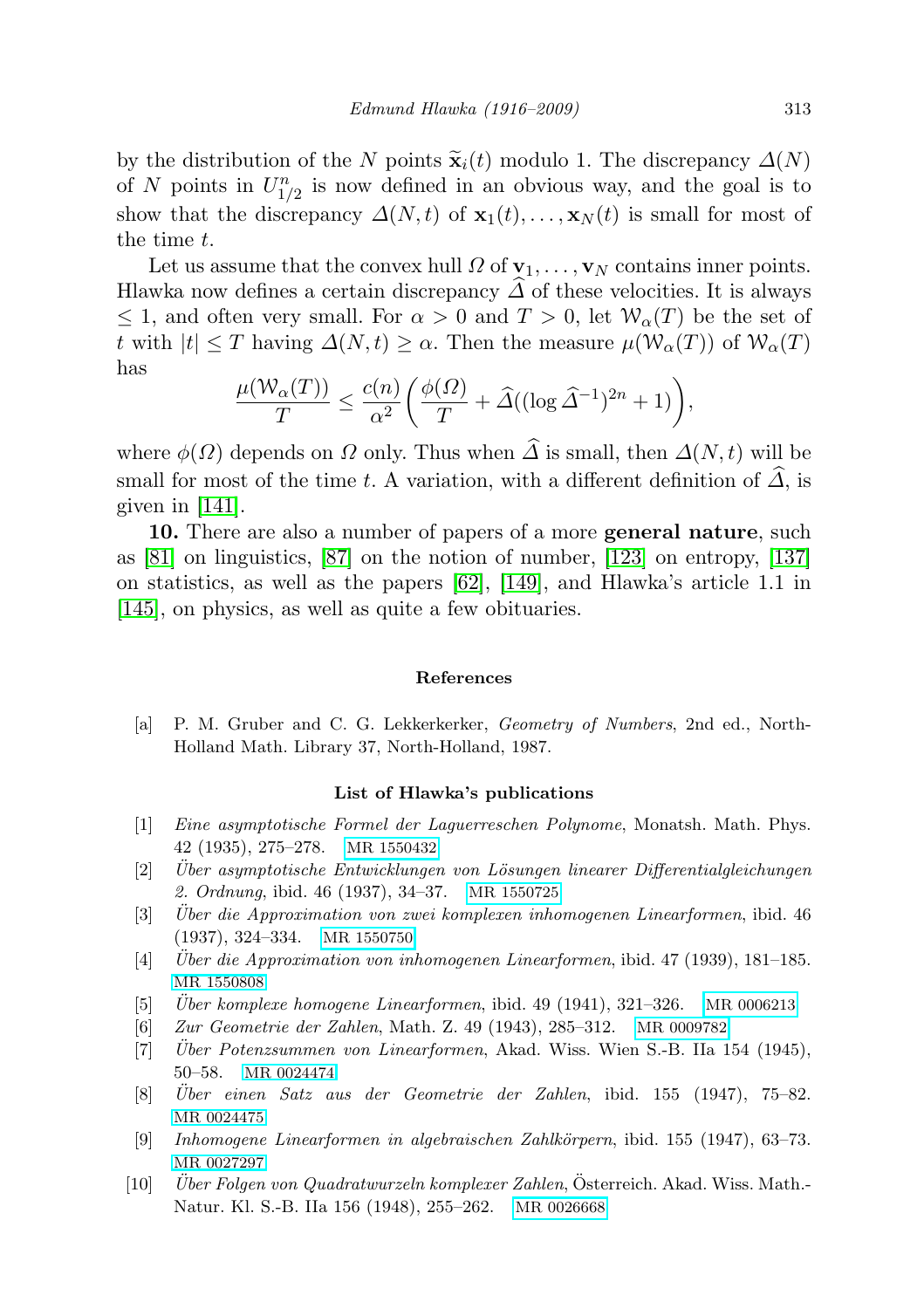by the distribution of the $N$ points $\widetilde{\mathbf{x}}_i(t)$ modulo 1. The discrepancy $\Delta(N)$ of $N$ points in $U^n_{1/2}$ is now defined in an obvious way, and the goal is to show that the discrepancy $\Delta(N,t)$ of $\mathbf{x}_1(t),\dots,\mathbf{x}_N(t)$ is small for most of the time $t$.

Let us assume that the convex hull $\Omega$ of $\mathbf{v}_1,\dots,\mathbf{v}_N$ contains inner points. Hlawka now defines a certain discrepancy $\widehat{\Delta}$ of these velocities. It is always $\le 1$, and often very small. For $\alpha > 0$ and $T > 0$, let $\mathcal{W}_\alpha(T)$ be the set of $t$ with $|t| \le T$ having $\Delta(N,t) \ge \alpha$. Then the measure $\mu(\mathcal{W}_\alpha(T))$ of $\mathcal{W}_\alpha(T)$ has

$$\frac{\mu(\mathcal{W}_\alpha(T))}{T} \le \frac{c(n)}{\alpha^2}\left(\frac{\phi(\Omega)}{T} + \widehat{\Delta}((\log \widehat{\Delta}^{-1})^{2n} + 1)\right),$$

where $\phi(\Omega)$ depends on $\Omega$ only. Thus when $\widehat{\Delta}$ is small, then $\Delta(N,t)$ will be small for most of the time $t$. A variation, with a different definition of $\widehat{\Delta}$, is given in [141].

**10.** There are also a number of papers of a more **general nature**, such as [81] on linguistics, [87] on the notion of number, [123] on entropy, [137] on statistics, as well as the papers [62], [149], and Hlawka's article 1.1 in [145], on physics, as well as quite a few obituaries.

### References

[a] P. M. Gruber and C. G. Lekkerkerker, *Geometry of Numbers*, 2nd ed., North-Holland Math. Library 37, North-Holland, 1987.

### List of Hlawka's publications

[1] *Eine asymptotische Formel der Laguerreschen Polynome*, Monatsh. Math. Phys. 42 (1935), 275–278. MR 1550432

[2] *Über asymptotische Entwicklungen von Lösungen linearer Differentialgleichungen 2. Ordnung*, ibid. 46 (1937), 34–37. MR 1550725

[3] *Über die Approximation von zwei komplexen inhomogenen Linearformen*, ibid. 46 (1937), 324–334. MR 1550750

[4] *Über die Approximation von inhomogenen Linearformen*, ibid. 47 (1939), 181–185. MR 1550808

[5] *Über komplexe homogene Linearformen*, ibid. 49 (1941), 321–326. MR 0006213

[6] *Zur Geometrie der Zahlen*, Math. Z. 49 (1943), 285–312. MR 0009782

[7] *Über Potenzsummen von Linearformen*, Akad. Wiss. Wien S.-B. IIa 154 (1945), 50–58. MR 0024474

[8] *Über einen Satz aus der Geometrie der Zahlen*, ibid. 155 (1947), 75–82. MR 0024475

[9] *Inhomogene Linearformen in algebraischen Zahlkörpern*, ibid. 155 (1947), 63–73. MR 0027297

[10] *Über Folgen von Quadratwurzeln komplexer Zahlen*, Österreich. Akad. Wiss. Math.-Natur. Kl. S.-B. IIa 156 (1948), 255–262. MR 0026668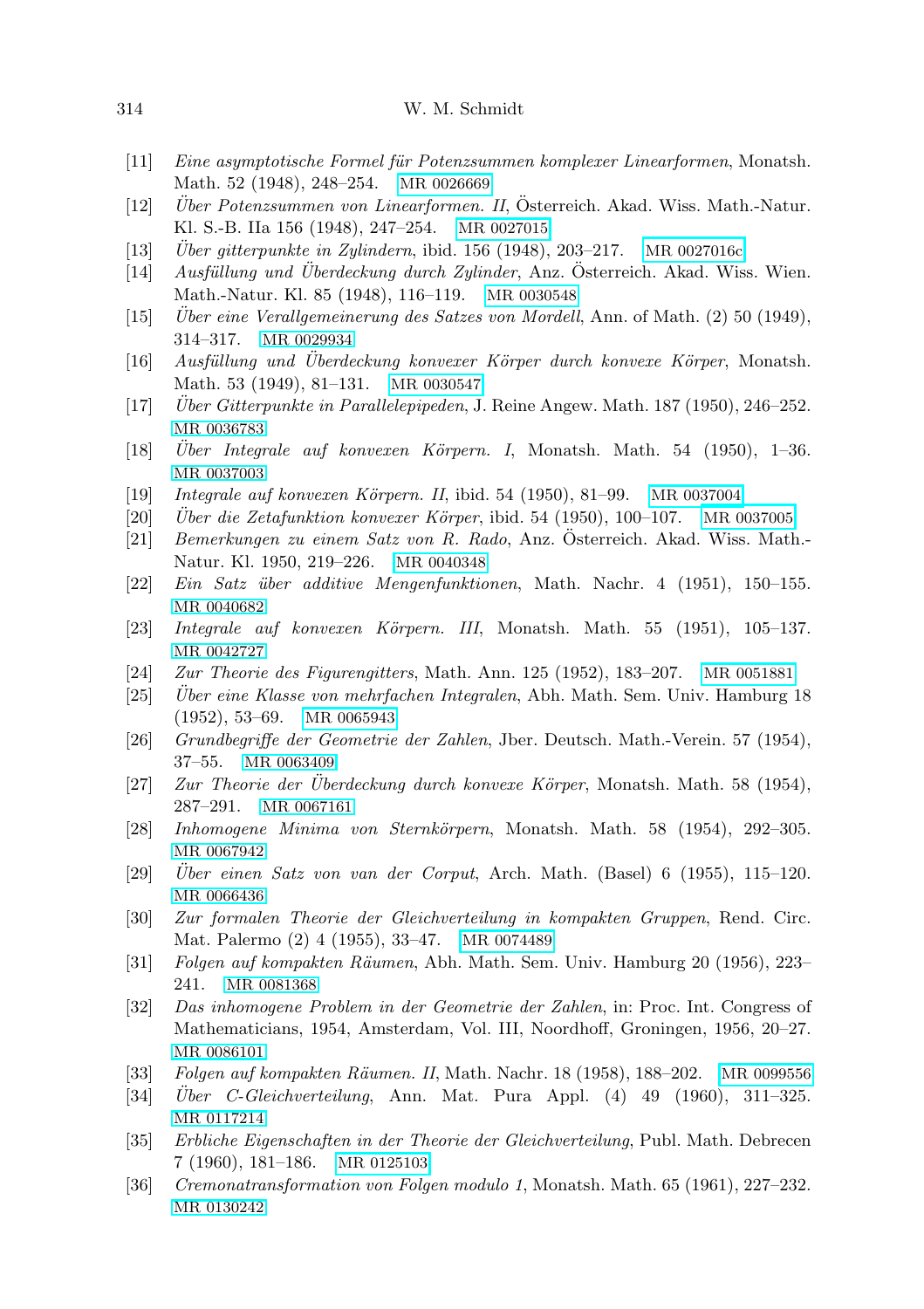- [11] *Eine asymptotische Formel für Potenzsummen komplexer Linearformen*, Monatsh. Math. 52 (1948), 248–254. MR 0026669
- [12] *Über Potenzsummen von Linearformen. II*, Österreich. Akad. Wiss. Math.-Natur. Kl. S.-B. IIa 156 (1948), 247–254. MR 0027015
- [13] *Über gitterpunkte in Zylindern*, ibid. 156 (1948), 203–217. MR 0027016c
- [14] *Ausfüllung und Überdeckung durch Zylinder*, Anz. Österreich. Akad. Wiss. Wien. Math.-Natur. Kl. 85 (1948), 116–119. MR 0030548
- [15] *Über eine Verallgemeinerung des Satzes von Mordell*, Ann. of Math. (2) 50 (1949), 314–317. MR 0029934
- [16] *Ausfüllung und Überdeckung konvexer Körper durch konvexe Körper*, Monatsh. Math. 53 (1949), 81–131. MR 0030547
- [17] *Über Gitterpunkte in Parallelepipeden*, J. Reine Angew. Math. 187 (1950), 246–252. MR 0036783
- [18] *Über Integrale auf konvexen Körpern. I*, Monatsh. Math. 54 (1950), 1–36. MR 0037003
- [19] *Integrale auf konvexen Körpern. II*, ibid. 54 (1950), 81–99. MR 0037004
- [20] *Über die Zetafunktion konvexer Körper*, ibid. 54 (1950), 100–107. MR 0037005
- [21] *Bemerkungen zu einem Satz von R. Rado*, Anz. Österreich. Akad. Wiss. Math.-Natur. Kl. 1950, 219–226. MR 0040348
- [22] *Ein Satz über additive Mengenfunktionen*, Math. Nachr. 4 (1951), 150–155. MR 0040682
- [23] *Integrale auf konvexen Körpern. III*, Monatsh. Math. 55 (1951), 105–137. MR 0042727
- [24] *Zur Theorie des Figurengitters*, Math. Ann. 125 (1952), 183–207. MR 0051881
- [25] *Über eine Klasse von mehrfachen Integralen*, Abh. Math. Sem. Univ. Hamburg 18 (1952), 53–69. MR 0065943
- [26] *Grundbegriffe der Geometrie der Zahlen*, Jber. Deutsch. Math.-Verein. 57 (1954), 37–55. MR 0063409
- [27] *Zur Theorie der Überdeckung durch konvexe Körper*, Monatsh. Math. 58 (1954), 287–291. MR 0067161
- [28] *Inhomogene Minima von Sternkörpern*, Monatsh. Math. 58 (1954), 292–305. MR 0067942
- [29] *Über einen Satz von van der Corput*, Arch. Math. (Basel) 6 (1955), 115–120. MR 0066436
- [30] *Zur formalen Theorie der Gleichverteilung in kompakten Gruppen*, Rend. Circ. Mat. Palermo (2) 4 (1955), 33–47. MR 0074489
- [31] *Folgen auf kompakten Räumen*, Abh. Math. Sem. Univ. Hamburg 20 (1956), 223–241. MR 0081368
- [32] *Das inhomogene Problem in der Geometrie der Zahlen*, in: Proc. Int. Congress of Mathematicians, 1954, Amsterdam, Vol. III, Noordhoff, Groningen, 1956, 20–27. MR 0086101
- [33] *Folgen auf kompakten Räumen. II*, Math. Nachr. 18 (1958), 188–202. MR 0099556
- [34] *Über C-Gleichverteilung*, Ann. Mat. Pura Appl. (4) 49 (1960), 311–325. MR 0117214
- [35] *Erbliche Eigenschaften in der Theorie der Gleichverteilung*, Publ. Math. Debrecen 7 (1960), 181–186. MR 0125103
- [36] *Cremonatransformation von Folgen modulo 1*, Monatsh. Math. 65 (1961), 227–232. MR 0130242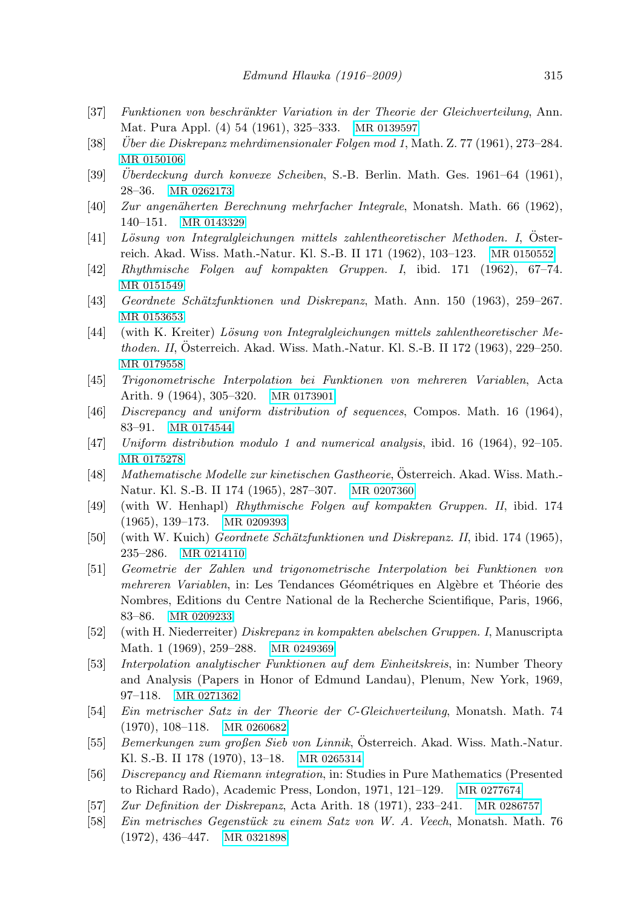[37] *Funktionen von beschränkter Variation in der Theorie der Gleichverteilung*, Ann. Mat. Pura Appl. (4) 54 (1961), 325–333. MR 0139597

[38] *Über die Diskrepanz mehrdimensionaler Folgen mod 1*, Math. Z. 77 (1961), 273–284. MR 0150106

[39] *Überdeckung durch konvexe Scheiben*, S.-B. Berlin. Math. Ges. 1961–64 (1961), 28–36. MR 0262173

[40] *Zur angenäherten Berechnung mehrfacher Integrale*, Monatsh. Math. 66 (1962), 140–151. MR 0143329

[41] *Lösung von Integralgleichungen mittels zahlentheoretischer Methoden. I*, Österreich. Akad. Wiss. Math.-Natur. Kl. S.-B. II 171 (1962), 103–123. MR 0150552

[42] *Rhythmische Folgen auf kompakten Gruppen. I*, ibid. 171 (1962), 67–74. MR 0151549

[43] *Geordnete Schätzfunktionen und Diskrepanz*, Math. Ann. 150 (1963), 259–267. MR 0153653

[44] (with K. Kreiter) *Lösung von Integralgleichungen mittels zahlentheoretischer Methoden. II*, Österreich. Akad. Wiss. Math.-Natur. Kl. S.-B. II 172 (1963), 229–250. MR 0179558

[45] *Trigonometrische Interpolation bei Funktionen von mehreren Variablen*, Acta Arith. 9 (1964), 305–320. MR 0173901

[46] *Discrepancy and uniform distribution of sequences*, Compos. Math. 16 (1964), 83–91. MR 0174544

[47] *Uniform distribution modulo 1 and numerical analysis*, ibid. 16 (1964), 92–105. MR 0175278

[48] *Mathematische Modelle zur kinetischen Gastheorie*, Österreich. Akad. Wiss. Math.-Natur. Kl. S.-B. II 174 (1965), 287–307. MR 0207360

[49] (with W. Henhapl) *Rhythmische Folgen auf kompakten Gruppen. II*, ibid. 174 (1965), 139–173. MR 0209393

[50] (with W. Kuich) *Geordnete Schätzfunktionen und Diskrepanz. II*, ibid. 174 (1965), 235–286. MR 0214110

[51] *Geometrie der Zahlen und trigonometrische Interpolation bei Funktionen von mehreren Variablen*, in: Les Tendances Géométriques en Algèbre et Théorie des Nombres, Editions du Centre National de la Recherche Scientifique, Paris, 1966, 83–86. MR 0209233

[52] (with H. Niederreiter) *Diskrepanz in kompakten abelschen Gruppen. I*, Manuscripta Math. 1 (1969), 259–288. MR 0249369

[53] *Interpolation analytischer Funktionen auf dem Einheitskreis*, in: Number Theory and Analysis (Papers in Honor of Edmund Landau), Plenum, New York, 1969, 97–118. MR 0271362

[54] *Ein metrischer Satz in der Theorie der C-Gleichverteilung*, Monatsh. Math. 74 (1970), 108–118. MR 0260682

[55] *Bemerkungen zum großen Sieb von Linnik*, Österreich. Akad. Wiss. Math.-Natur. Kl. S.-B. II 178 (1970), 13–18. MR 0265314

[56] *Discrepancy and Riemann integration*, in: Studies in Pure Mathematics (Presented to Richard Rado), Academic Press, London, 1971, 121–129. MR 0277674

[57] *Zur Definition der Diskrepanz*, Acta Arith. 18 (1971), 233–241. MR 0286757

[58] *Ein metrisches Gegenstück zu einem Satz von W. A. Veech*, Monatsh. Math. 76 (1972), 436–447. MR 0321898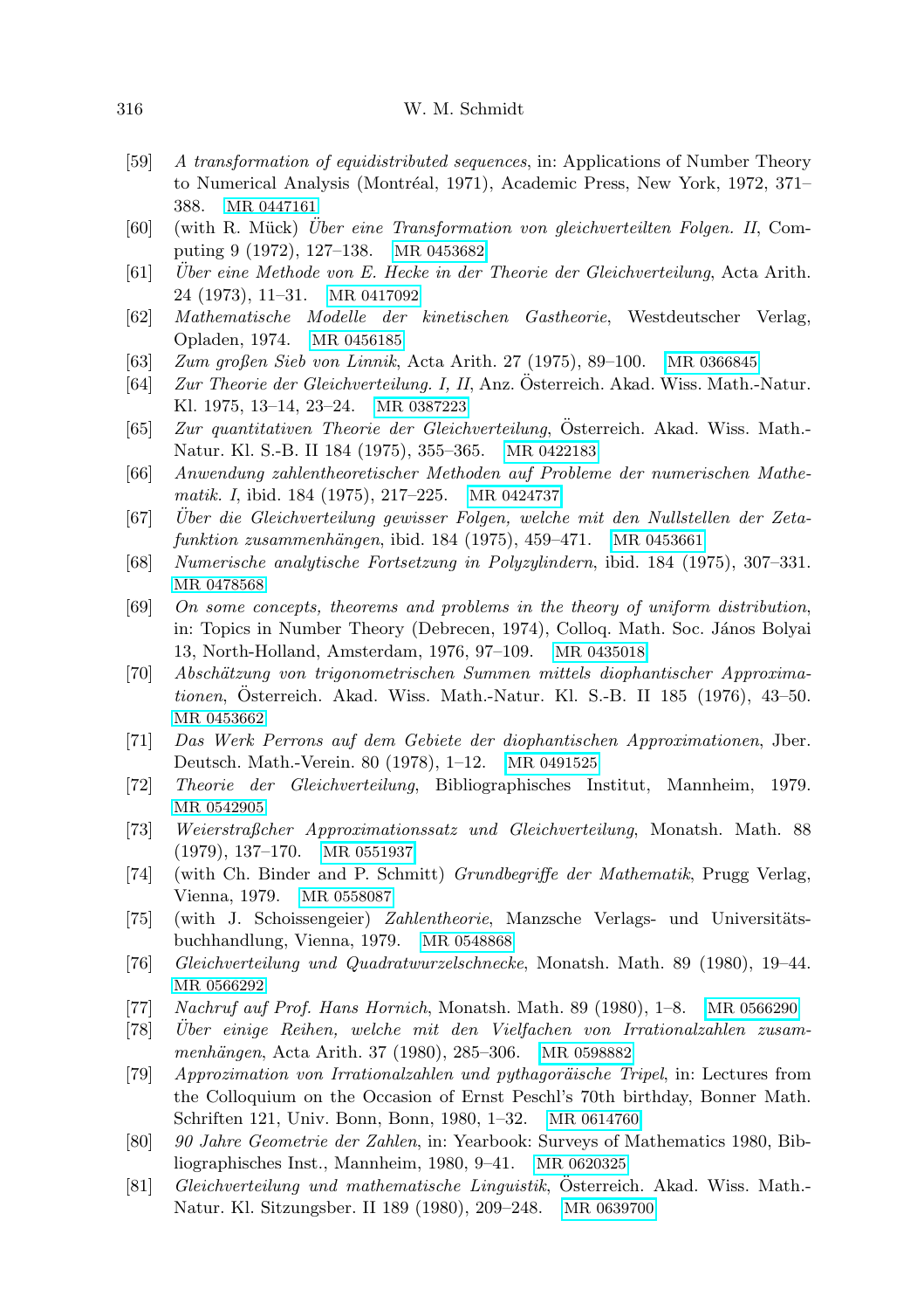[59] *A transformation of equidistributed sequences*, in: Applications of Number Theory to Numerical Analysis (Montréal, 1971), Academic Press, New York, 1972, 371–388. MR 0447161

[60] (with R. Mück) *Über eine Transformation von gleichverteilten Folgen. II*, Computing 9 (1972), 127–138. MR 0453682

[61] *Über eine Methode von E. Hecke in der Theorie der Gleichverteilung*, Acta Arith. 24 (1973), 11–31. MR 0417092

[62] *Mathematische Modelle der kinetischen Gastheorie*, Westdeutscher Verlag, Opladen, 1974. MR 0456185

[63] *Zum großen Sieb von Linnik*, Acta Arith. 27 (1975), 89–100. MR 0366845

[64] *Zur Theorie der Gleichverteilung. I, II*, Anz. Österreich. Akad. Wiss. Math.-Natur. Kl. 1975, 13–14, 23–24. MR 0387223

[65] *Zur quantitativen Theorie der Gleichverteilung*, Österreich. Akad. Wiss. Math.-Natur. Kl. S.-B. II 184 (1975), 355–365. MR 0422183

[66] *Anwendung zahlentheoretischer Methoden auf Probleme der numerischen Mathematik. I*, ibid. 184 (1975), 217–225. MR 0424737

[67] *Über die Gleichverteilung gewisser Folgen, welche mit den Nullstellen der Zetafunktion zusammenhängen*, ibid. 184 (1975), 459–471. MR 0453661

[68] *Numerische analytische Fortsetzung in Polyzylindern*, ibid. 184 (1975), 307–331. MR 0478568

[69] *On some concepts, theorems and problems in the theory of uniform distribution*, in: Topics in Number Theory (Debrecen, 1974), Colloq. Math. Soc. János Bolyai 13, North-Holland, Amsterdam, 1976, 97–109. MR 0435018

[70] *Abschätzung von trigonometrischen Summen mittels diophantischer Approximationen*, Österreich. Akad. Wiss. Math.-Natur. Kl. S.-B. II 185 (1976), 43–50. MR 0453662

[71] *Das Werk Perrons auf dem Gebiete der diophantischen Approximationen*, Jber. Deutsch. Math.-Verein. 80 (1978), 1–12. MR 0491525

[72] *Theorie der Gleichverteilung*, Bibliographisches Institut, Mannheim, 1979. MR 0542905

[73] *Weierstraßcher Approximationssatz und Gleichverteilung*, Monatsh. Math. 88 (1979), 137–170. MR 0551937

[74] (with Ch. Binder and P. Schmitt) *Grundbegriffe der Mathematik*, Prugg Verlag, Vienna, 1979. MR 0558087

[75] (with J. Schoissengeier) *Zahlentheorie*, Manzsche Verlags- und Universitätsbuchhandlung, Vienna, 1979. MR 0548868

[76] *Gleichverteilung und Quadratwurzelschnecke*, Monatsh. Math. 89 (1980), 19–44. MR 0566292

[77] *Nachruf auf Prof. Hans Hornich*, Monatsh. Math. 89 (1980), 1–8. MR 0566290

[78] *Über einige Reihen, welche mit den Vielfachen von Irrationalzahlen zusammenhängen*, Acta Arith. 37 (1980), 285–306. MR 0598882

[79] *Approximation von Irrationalzahlen und pythagoräische Tripel*, in: Lectures from the Colloquium on the Occasion of Ernst Peschl's 70th birthday, Bonner Math. Schriften 121, Univ. Bonn, Bonn, 1980, 1–32. MR 0614760

[80] *90 Jahre Geometrie der Zahlen*, in: Yearbook: Surveys of Mathematics 1980, Bibliographisches Inst., Mannheim, 1980, 9–41. MR 0620325

[81] *Gleichverteilung und mathematische Linguistik*, Österreich. Akad. Wiss. Math.-Natur. Kl. Sitzungsber. II 189 (1980), 209–248. MR 0639700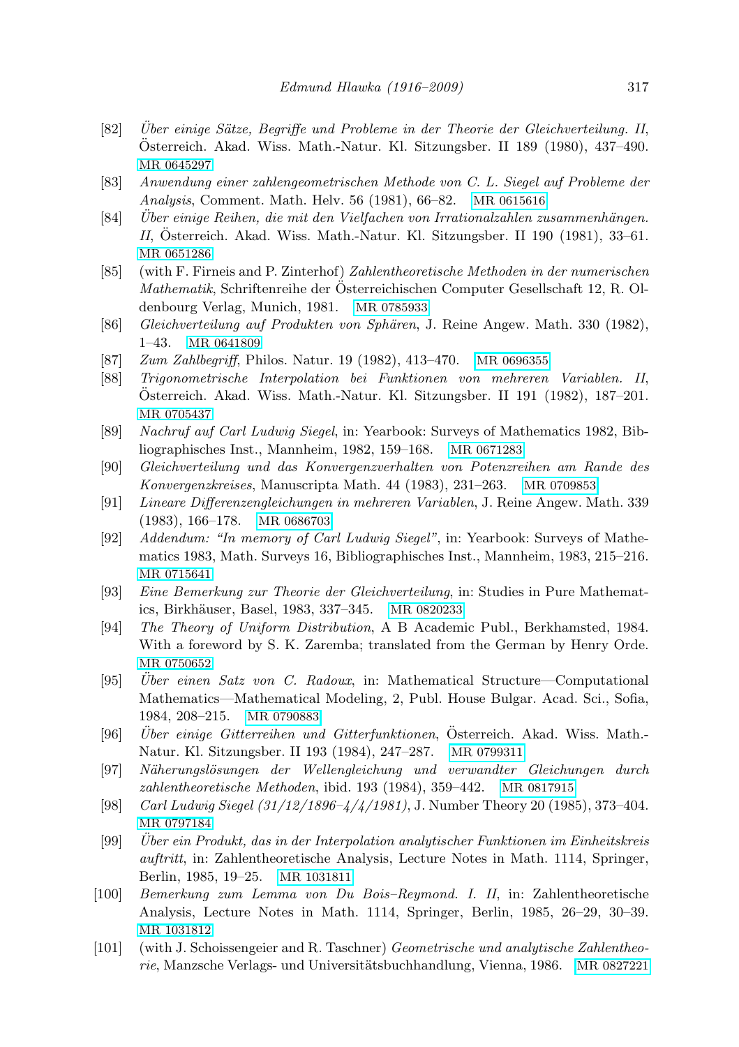[82] *Über einige Sätze, Begriffe und Probleme in der Theorie der Gleichverteilung. II*, Österreich. Akad. Wiss. Math.-Natur. Kl. Sitzungsber. II 189 (1980), 437–490. MR 0645297

[83] *Anwendung einer zahlengeometrischen Methode von C. L. Siegel auf Probleme der Analysis*, Comment. Math. Helv. 56 (1981), 66–82. MR 0615616

[84] *Über einige Reihen, die mit den Vielfachen von Irrationalzahlen zusammenhängen. II*, Österreich. Akad. Wiss. Math.-Natur. Kl. Sitzungsber. II 190 (1981), 33–61. MR 0651286

[85] (with F. Firneis and P. Zinterhof) *Zahlentheoretische Methoden in der numerischen Mathematik*, Schriftenreihe der Österreichischen Computer Gesellschaft 12, R. Oldenbourg Verlag, Munich, 1981. MR 0785933

[86] *Gleichverteilung auf Produkten von Sphären*, J. Reine Angew. Math. 330 (1982), 1–43. MR 0641809

[87] *Zum Zahlbegriff*, Philos. Natur. 19 (1982), 413–470. MR 0696355

[88] *Trigonometrische Interpolation bei Funktionen von mehreren Variablen. II*, Österreich. Akad. Wiss. Math.-Natur. Kl. Sitzungsber. II 191 (1982), 187–201. MR 0705437

[89] *Nachruf auf Carl Ludwig Siegel*, in: Yearbook: Surveys of Mathematics 1982, Bibliographisches Inst., Mannheim, 1982, 159–168. MR 0671283

[90] *Gleichverteilung und das Konvergenzverhalten von Potenzreihen am Rande des Konvergenzkreises*, Manuscripta Math. 44 (1983), 231–263. MR 0709853

[91] *Lineare Differenzengleichungen in mehreren Variablen*, J. Reine Angew. Math. 339 (1983), 166–178. MR 0686703

[92] *Addendum: "In memory of Carl Ludwig Siegel"*, in: Yearbook: Surveys of Mathematics 1983, Math. Surveys 16, Bibliographisches Inst., Mannheim, 1983, 215–216. MR 0715641

[93] *Eine Bemerkung zur Theorie der Gleichverteilung*, in: Studies in Pure Mathematics, Birkhäuser, Basel, 1983, 337–345. MR 0820233

[94] *The Theory of Uniform Distribution*, A B Academic Publ., Berkhamsted, 1984. With a foreword by S. K. Zaremba; translated from the German by Henry Orde. MR 0750652

[95] *Über einen Satz von C. Radoux*, in: Mathematical Structure—Computational Mathematics—Mathematical Modeling, 2, Publ. House Bulgar. Acad. Sci., Sofia, 1984, 208–215. MR 0790883

[96] *Über einige Gitterreihen und Gitterfunktionen*, Österreich. Akad. Wiss. Math.-Natur. Kl. Sitzungsber. II 193 (1984), 247–287. MR 0799311

[97] *Näherungslösungen der Wellengleichung und verwandter Gleichungen durch zahlentheoretische Methoden*, ibid. 193 (1984), 359–442. MR 0817915

[98] *Carl Ludwig Siegel (31/12/1896–4/4/1981)*, J. Number Theory 20 (1985), 373–404. MR 0797184

[99] *Über ein Produkt, das in der Interpolation analytischer Funktionen im Einheitskreis auftritt*, in: Zahlentheoretische Analysis, Lecture Notes in Math. 1114, Springer, Berlin, 1985, 19–25. MR 1031811

[100] *Bemerkung zum Lemma von Du Bois–Reymond. I. II*, in: Zahlentheoretische Analysis, Lecture Notes in Math. 1114, Springer, Berlin, 1985, 26–29, 30–39. MR 1031812

[101] (with J. Schoissengeier and R. Taschner) *Geometrische und analytische Zahlentheorie*, Manzsche Verlags- und Universitätsbuchhandlung, Vienna, 1986. MR 0827221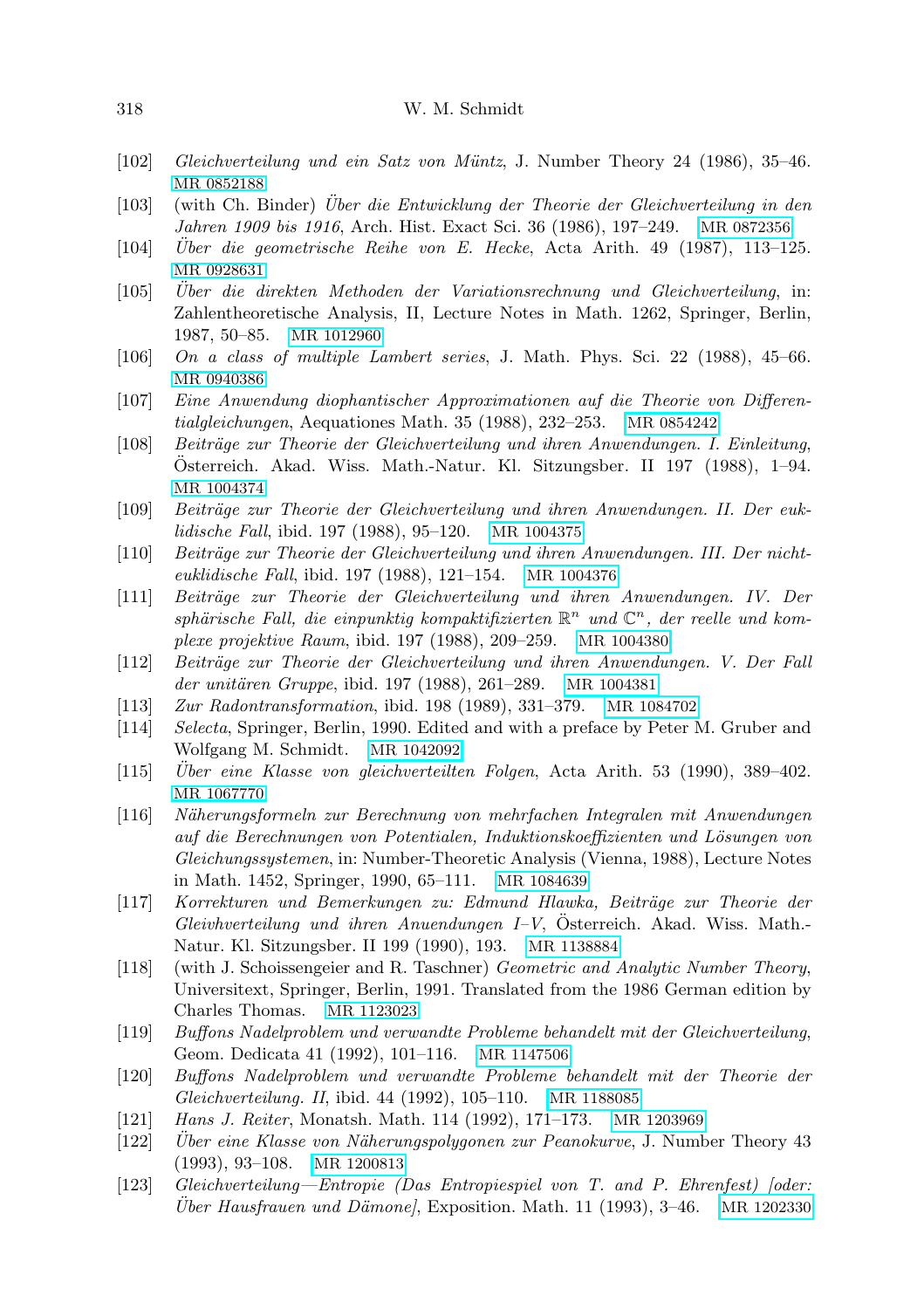[102] *Gleichverteilung und ein Satz von Müntz*, J. Number Theory 24 (1986), 35–46. MR 0852188

[103] (with Ch. Binder) *Über die Entwicklung der Theorie der Gleichverteilung in den Jahren 1909 bis 1916*, Arch. Hist. Exact Sci. 36 (1986), 197–249. MR 0872356

[104] *Über die geometrische Reihe von E. Hecke*, Acta Arith. 49 (1987), 113–125. MR 0928631

[105] *Über die direkten Methoden der Variationsrechnung und Gleichverteilung*, in: Zahlentheoretische Analysis, II, Lecture Notes in Math. 1262, Springer, Berlin, 1987, 50–85. MR 1012960

[106] *On a class of multiple Lambert series*, J. Math. Phys. Sci. 22 (1988), 45–66. MR 0940386

[107] *Eine Anwendung diophantischer Approximationen auf die Theorie von Differentialgleichungen*, Aequationes Math. 35 (1988), 232–253. MR 0854242

[108] *Beiträge zur Theorie der Gleichverteilung und ihren Anwendungen. I. Einleitung*, Österreich. Akad. Wiss. Math.-Natur. Kl. Sitzungsber. II 197 (1988), 1–94. MR 1004374

[109] *Beiträge zur Theorie der Gleichverteilung und ihren Anwendungen. II. Der euklidische Fall*, ibid. 197 (1988), 95–120. MR 1004375

[110] *Beiträge zur Theorie der Gleichverteilung und ihren Anwendungen. III. Der nichteuklidische Fall*, ibid. 197 (1988), 121–154. MR 1004376

[111] *Beiträge zur Theorie der Gleichverteilung und ihren Anwendungen. IV. Der sphärische Fall, die einpunktig kompaktifizierten $\mathbb{R}^n$ und $\mathbb{C}^n$, der reelle und komplexe projektive Raum*, ibid. 197 (1988), 209–259. MR 1004380

[112] *Beiträge zur Theorie der Gleichverteilung und ihren Anwendungen. V. Der Fall der unitären Gruppe*, ibid. 197 (1988), 261–289. MR 1004381

[113] *Zur Radontransformation*, ibid. 198 (1989), 331–379. MR 1084702

[114] *Selecta*, Springer, Berlin, 1990. Edited and with a preface by Peter M. Gruber and Wolfgang M. Schmidt. MR 1042092

[115] *Über eine Klasse von gleichverteilten Folgen*, Acta Arith. 53 (1990), 389–402. MR 1067770

[116] *Näherungsformeln zur Berechnung von mehrfachen Integralen mit Anwendungen auf die Berechnungen von Potentialen, Induktionskoeffizienten und Lösungen von Gleichungssystemen*, in: Number-Theoretic Analysis (Vienna, 1988), Lecture Notes in Math. 1452, Springer, 1990, 65–111. MR 1084639

[117] *Korrekturen und Bemerkungen zu: Edmund Hlawka, Beiträge zur Theorie der Gleivhverteilung und ihren Anuendungen I–V*, Österreich. Akad. Wiss. Math.-Natur. Kl. Sitzungsber. II 199 (1990), 193. MR 1138884

[118] (with J. Schoissengeier and R. Taschner) *Geometric and Analytic Number Theory*, Universitext, Springer, Berlin, 1991. Translated from the 1986 German edition by Charles Thomas. MR 1123023

[119] *Buffons Nadelproblem und verwandte Probleme behandelt mit der Gleichverteilung*, Geom. Dedicata 41 (1992), 101–116. MR 1147506

[120] *Buffons Nadelproblem und verwandte Probleme behandelt mit der Theorie der Gleichverteilung. II*, ibid. 44 (1992), 105–110. MR 1188085

[121] *Hans J. Reiter*, Monatsh. Math. 114 (1992), 171–173. MR 1203969

[122] *Über eine Klasse von Näherungspolygonen zur Peanokurve*, J. Number Theory 43 (1993), 93–108. MR 1200813

[123] *Gleichverteilung—Entropie (Das Entropiespiel von T. and P. Ehrenfest) [oder: Über Hausfrauen und Dämone]*, Exposition. Math. 11 (1993), 3–46. MR 1202330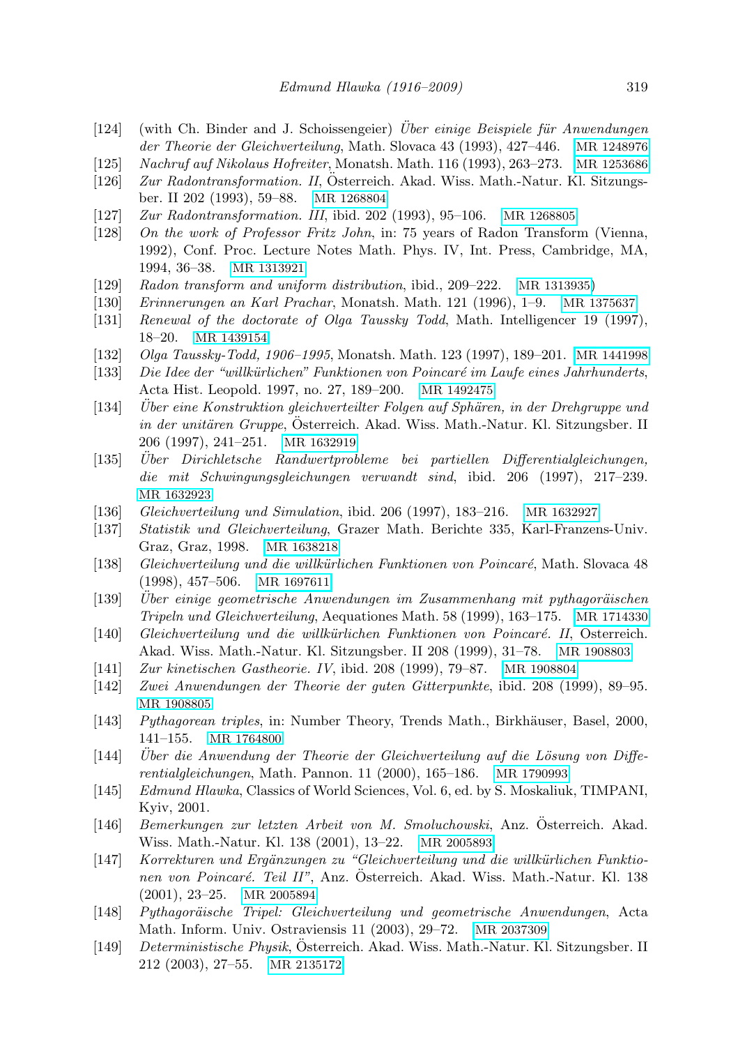[124] (with Ch. Binder and J. Schoissengeier) *Über einige Beispiele für Anwendungen der Theorie der Gleichverteilung*, Math. Slovaca 43 (1993), 427–446. MR 1248976

[125] *Nachruf auf Nikolaus Hofreiter*, Monatsh. Math. 116 (1993), 263–273. MR 1253686

[126] *Zur Radontransformation. II*, Österreich. Akad. Wiss. Math.-Natur. Kl. Sitzungsber. II 202 (1993), 59–88. MR 1268804

[127] *Zur Radontransformation. III*, ibid. 202 (1993), 95–106. MR 1268805

[128] *On the work of Professor Fritz John*, in: 75 years of Radon Transform (Vienna, 1992), Conf. Proc. Lecture Notes Math. Phys. IV, Int. Press, Cambridge, MA, 1994, 36–38. MR 1313921

[129] *Radon transform and uniform distribution*, ibid., 209–222. MR 1313935)

[130] *Erinnerungen an Karl Prachar*, Monatsh. Math. 121 (1996), 1–9. MR 1375637

[131] *Renewal of the doctorate of Olga Taussky Todd*, Math. Intelligencer 19 (1997), 18–20. MR 1439154

[132] *Olga Taussky-Todd, 1906–1995*, Monatsh. Math. 123 (1997), 189–201. MR 1441998

[133] *Die Idee der "willkürlichen" Funktionen von Poincaré im Laufe eines Jahrhunderts*, Acta Hist. Leopold. 1997, no. 27, 189–200. MR 1492475

[134] *Über eine Konstruktion gleichverteilter Folgen auf Sphären, in der Drehgruppe und in der unitären Gruppe*, Österreich. Akad. Wiss. Math.-Natur. Kl. Sitzungsber. II 206 (1997), 241–251. MR 1632919

[135] *Über Dirichletsche Randwertprobleme bei partiellen Differentialgleichungen, die mit Schwingungsgleichungen verwandt sind*, ibid. 206 (1997), 217–239. MR 1632923

[136] *Gleichverteilung und Simulation*, ibid. 206 (1997), 183–216. MR 1632927

[137] *Statistik und Gleichverteilung*, Grazer Math. Berichte 335, Karl-Franzens-Univ. Graz, Graz, 1998. MR 1638218

[138] *Gleichverteilung und die willkürlichen Funktionen von Poincaré*, Math. Slovaca 48 (1998), 457–506. MR 1697611

[139] *Über einige geometrische Anwendungen im Zusammenhang mit pythagoräischen Tripeln und Gleichverteilung*, Aequationes Math. 58 (1999), 163–175. MR 1714330

[140] *Gleichverteilung und die willkürlichen Funktionen von Poincaré. II*, Österreich. Akad. Wiss. Math.-Natur. Kl. Sitzungsber. II 208 (1999), 31–78. MR 1908803

[141] *Zur kinetischen Gastheorie. IV*, ibid. 208 (1999), 79–87. MR 1908804

[142] *Zwei Anwendungen der Theorie der guten Gitterpunkte*, ibid. 208 (1999), 89–95. MR 1908805

[143] *Pythagorean triples*, in: Number Theory, Trends Math., Birkhäuser, Basel, 2000, 141–155. MR 1764800

[144] *Über die Anwendung der Theorie der Gleichverteilung auf die Lösung von Differentialgleichungen*, Math. Pannon. 11 (2000), 165–186. MR 1790993

[145] *Edmund Hlawka*, Classics of World Sciences, Vol. 6, ed. by S. Moskaliuk, TIMPANI, Kyiv, 2001.

[146] *Bemerkungen zur letzten Arbeit von M. Smoluchowski*, Anz. Österreich. Akad. Wiss. Math.-Natur. Kl. 138 (2001), 13–22. MR 2005893

[147] *Korrekturen und Ergänzungen zu "Gleichverteilung und die willkürlichen Funktionen von Poincaré. Teil II"*, Anz. Österreich. Akad. Wiss. Math.-Natur. Kl. 138 (2001), 23–25. MR 2005894

[148] *Pythagoräische Tripel: Gleichverteilung und geometrische Anwendungen*, Acta Math. Inform. Univ. Ostraviensis 11 (2003), 29–72. MR 2037309

[149] *Deterministische Physik*, Österreich. Akad. Wiss. Math.-Natur. Kl. Sitzungsber. II 212 (2003), 27–55. MR 2135172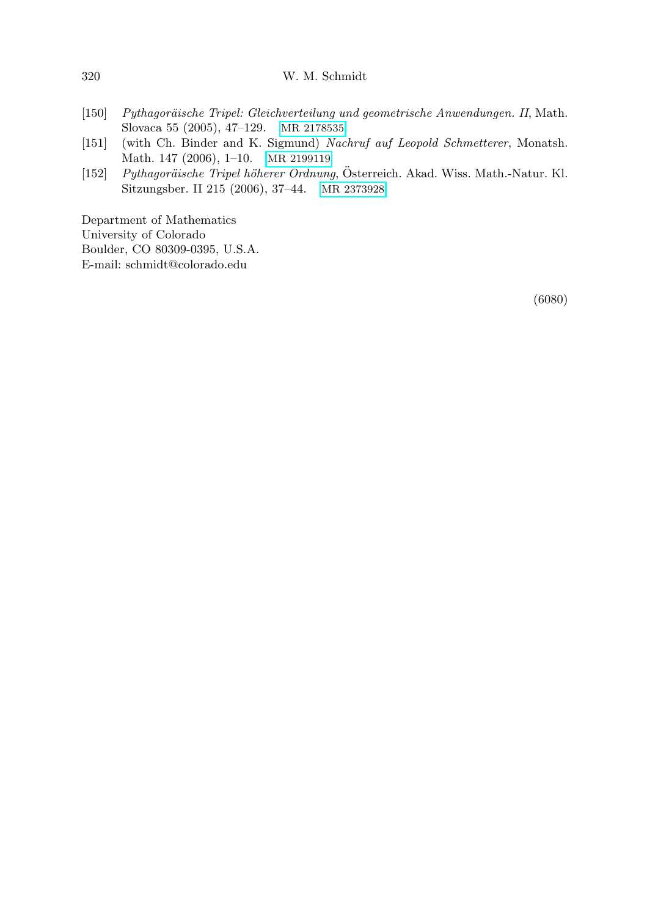[150] *Pythagoräische Tripel: Gleichverteilung und geometrische Anwendungen. II*, Math. Slovaca 55 (2005), 47–129. MR 2178535

[151] (with Ch. Binder and K. Sigmund) *Nachruf auf Leopold Schmetterer*, Monatsh. Math. 147 (2006), 1–10. MR 2199119

[152] *Pythagoräische Tripel höherer Ordnung*, Österreich. Akad. Wiss. Math.-Natur. Kl. Sitzungsber. II 215 (2006), 37–44. MR 2373928

Department of Mathematics
University of Colorado
Boulder, CO 80309-0395, U.S.A.
E-mail: schmidt@colorado.edu

(6080)